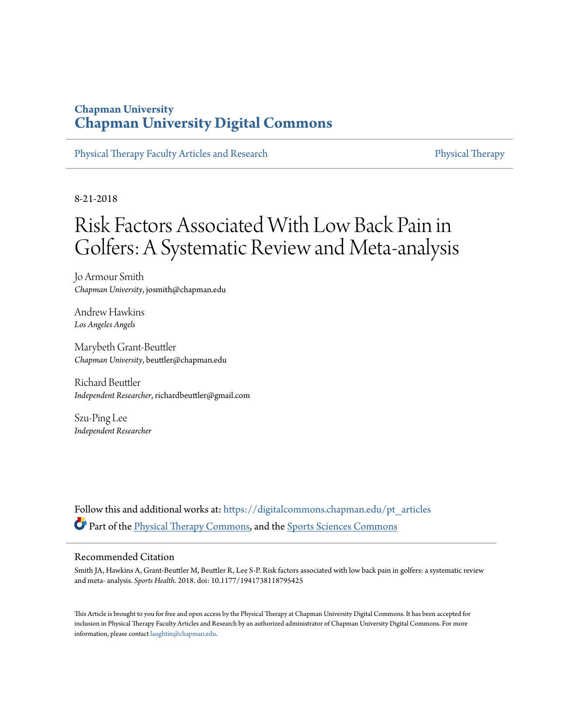Chapman University

# Chapman University Digital Commons

Physical Therapy Faculty Articles and Research | Physical Therapy

8-21-2018

# Risk Factors Associated With Low Back Pain in Golfers: A Systematic Review and Meta-analysis

Jo Armour Smith
*Chapman University*, josmith@chapman.edu

Andrew Hawkins
*Los Angeles Angels*

Marybeth Grant-Beuttler
*Chapman University*, beuttler@chapman.edu

Richard Beuttler
*Independent Researcher*, richardbeuttler@gmail.com

Szu-Ping Lee
*Independent Researcher*

Follow this and additional works at: https://digitalcommons.chapman.edu/pt_articles

Part of the Physical Therapy Commons, and the Sports Sciences Commons

## Recommended Citation

Smith JA, Hawkins A, Grant-Beuttler M, Beuttler R, Lee S-P. Risk factors associated with low back pain in golfers: a systematic review and meta- analysis. *Sports Health*. 2018. doi: 10.1177/1941738118795425

This Article is brought to you for free and open access by the Physical Therapy at Chapman University Digital Commons. It has been accepted for inclusion in Physical Therapy Faculty Articles and Research by an authorized administrator of Chapman University Digital Commons. For more information, please contact laughtin@chapman.edu.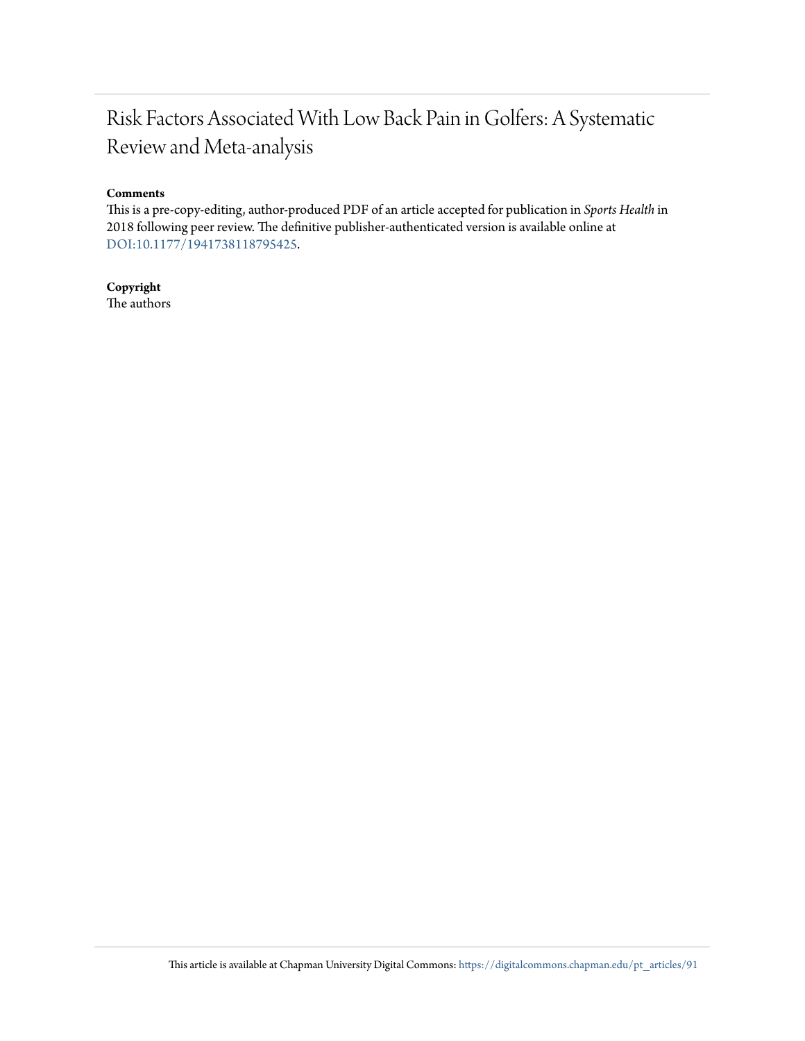# Risk Factors Associated With Low Back Pain in Golfers: A Systematic Review and Meta-analysis

**Comments**

This is a pre-copy-editing, author-produced PDF of an article accepted for publication in *Sports Health* in 2018 following peer review. The definitive publisher-authenticated version is available online at DOI:10.1177/1941738118795425.

**Copyright**

The authors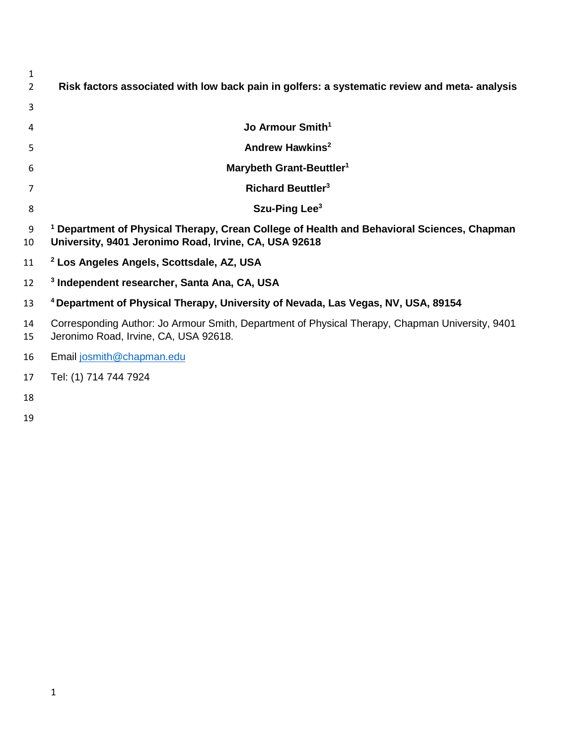# Risk factors associated with low back pain in golfers: a systematic review and meta- analysis

**Jo Armour Smith[1]**

**Andrew Hawkins[2]**

**Marybeth Grant-Beuttler[1]**

**Richard Beuttler[3]**

**Szu-Ping Lee[3]**

**[1] Department of Physical Therapy, Crean College of Health and Behavioral Sciences, Chapman University, 9401 Jeronimo Road, Irvine, CA, USA 92618**

**[2] Los Angeles Angels, Scottsdale, AZ, USA**

**[3] Independent researcher, Santa Ana, CA, USA**

**[4] Department of Physical Therapy, University of Nevada, Las Vegas, NV, USA, 89154**

Corresponding Author: Jo Armour Smith, Department of Physical Therapy, Chapman University, 9401 Jeronimo Road, Irvine, CA, USA 92618.

Email josmith@chapman.edu

Tel: (1) 714 744 7924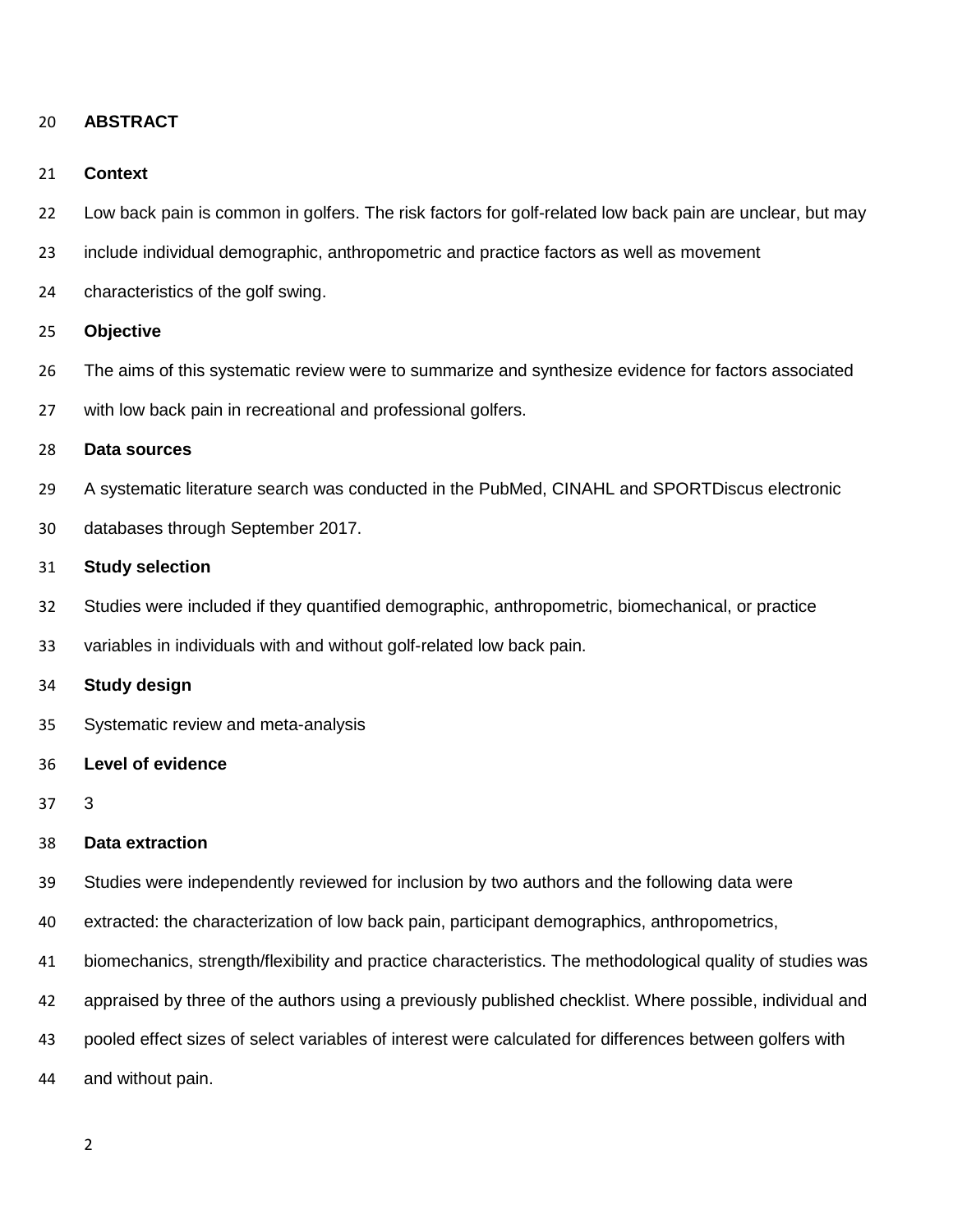## ABSTRACT

### Context

Low back pain is common in golfers. The risk factors for golf-related low back pain are unclear, but may include individual demographic, anthropometric and practice factors as well as movement characteristics of the golf swing.

### Objective

The aims of this systematic review were to summarize and synthesize evidence for factors associated with low back pain in recreational and professional golfers.

### Data sources

A systematic literature search was conducted in the PubMed, CINAHL and SPORTDiscus electronic databases through September 2017.

### Study selection

Studies were included if they quantified demographic, anthropometric, biomechanical, or practice variables in individuals with and without golf-related low back pain.

### Study design

Systematic review and meta-analysis

### Level of evidence

3

### Data extraction

Studies were independently reviewed for inclusion by two authors and the following data were extracted: the characterization of low back pain, participant demographics, anthropometrics, biomechanics, strength/flexibility and practice characteristics. The methodological quality of studies was appraised by three of the authors using a previously published checklist. Where possible, individual and pooled effect sizes of select variables of interest were calculated for differences between golfers with and without pain.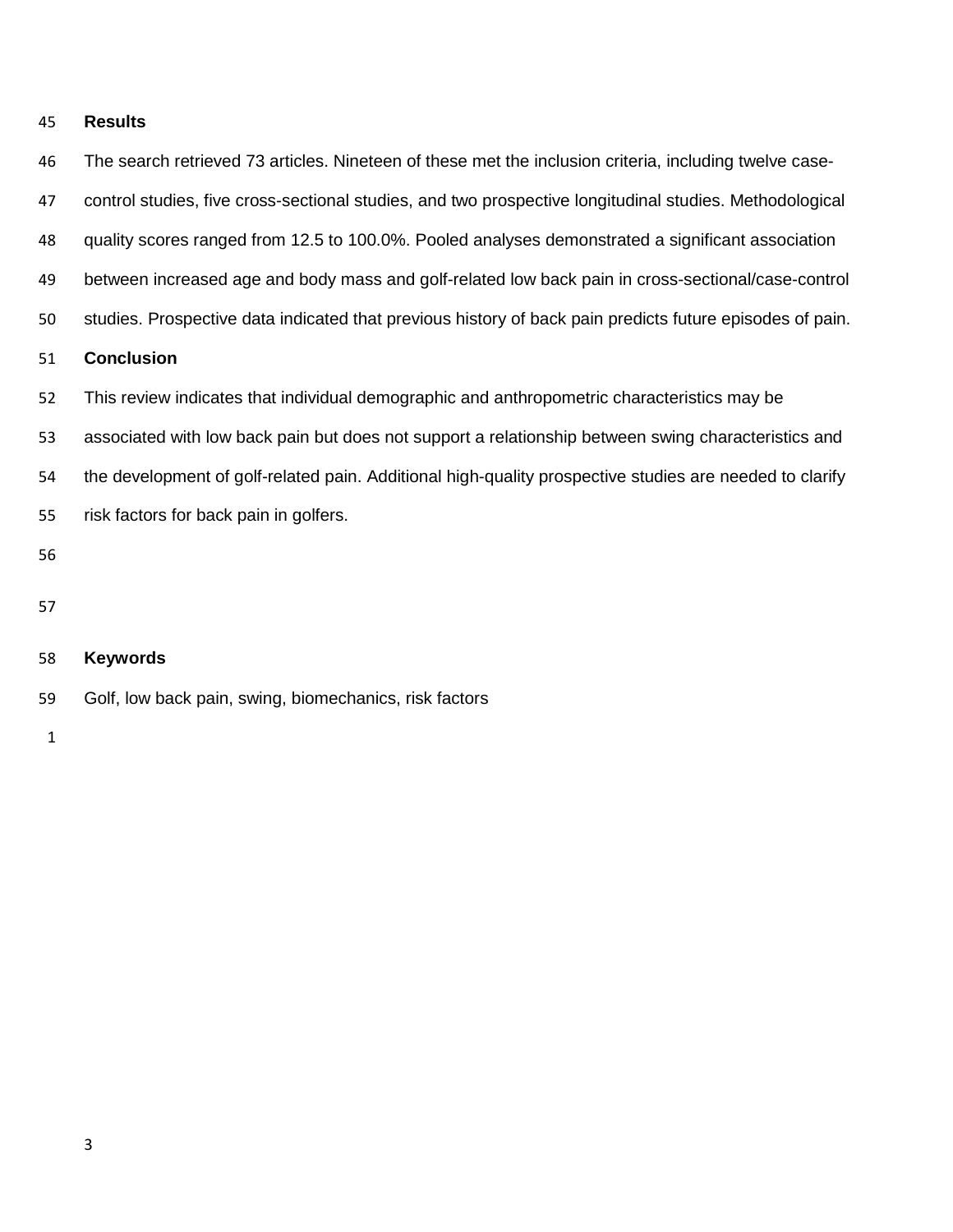**Results**

The search retrieved 73 articles. Nineteen of these met the inclusion criteria, including twelve case-control studies, five cross-sectional studies, and two prospective longitudinal studies. Methodological quality scores ranged from 12.5 to 100.0%. Pooled analyses demonstrated a significant association between increased age and body mass and golf-related low back pain in cross-sectional/case-control studies. Prospective data indicated that previous history of back pain predicts future episodes of pain.

**Conclusion**

This review indicates that individual demographic and anthropometric characteristics may be associated with low back pain but does not support a relationship between swing characteristics and the development of golf-related pain. Additional high-quality prospective studies are needed to clarify risk factors for back pain in golfers.

**Keywords**

Golf, low back pain, swing, biomechanics, risk factors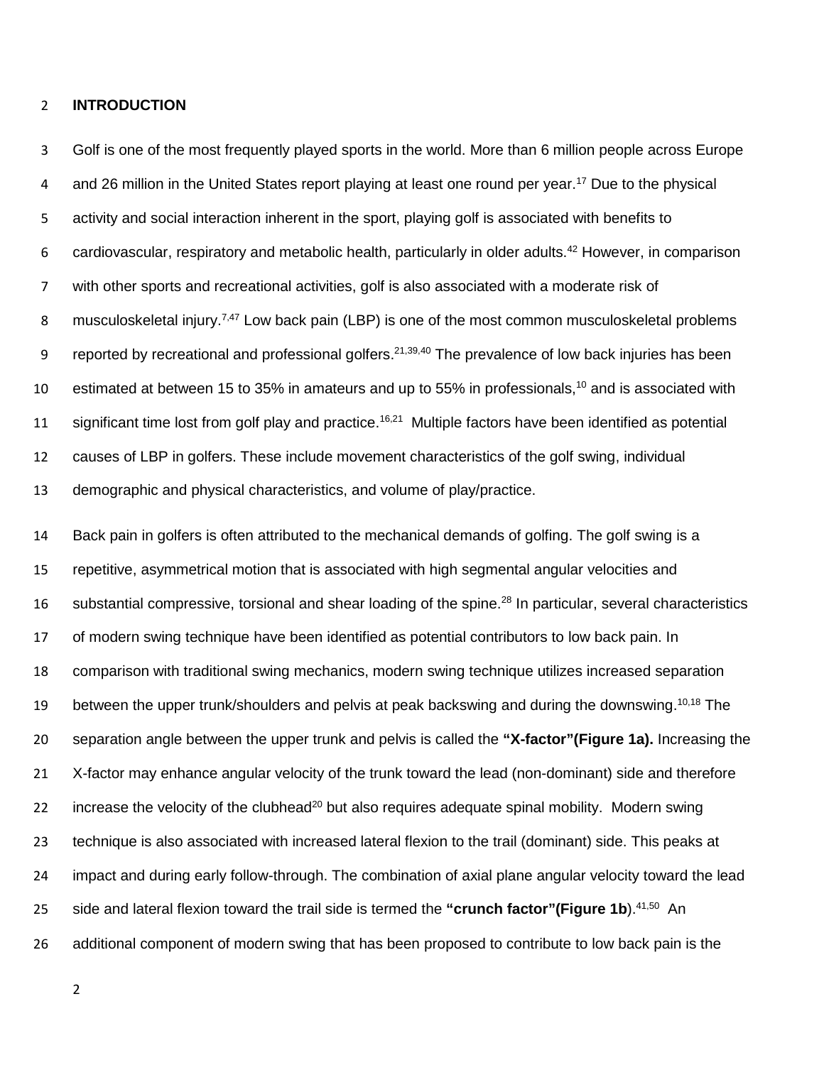## INTRODUCTION

Golf is one of the most frequently played sports in the world. More than 6 million people across Europe and 26 million in the United States report playing at least one round per year.[17] Due to the physical activity and social interaction inherent in the sport, playing golf is associated with benefits to cardiovascular, respiratory and metabolic health, particularly in older adults.[42] However, in comparison with other sports and recreational activities, golf is also associated with a moderate risk of musculoskeletal injury.[7,47] Low back pain (LBP) is one of the most common musculoskeletal problems reported by recreational and professional golfers.[21,39,40] The prevalence of low back injuries has been estimated at between 15 to 35% in amateurs and up to 55% in professionals,[10] and is associated with significant time lost from golf play and practice.[16,21] Multiple factors have been identified as potential causes of LBP in golfers. These include movement characteristics of the golf swing, individual demographic and physical characteristics, and volume of play/practice.

Back pain in golfers is often attributed to the mechanical demands of golfing. The golf swing is a repetitive, asymmetrical motion that is associated with high segmental angular velocities and substantial compressive, torsional and shear loading of the spine.[28] In particular, several characteristics of modern swing technique have been identified as potential contributors to low back pain. In comparison with traditional swing mechanics, modern swing technique utilizes increased separation between the upper trunk/shoulders and pelvis at peak backswing and during the downswing.[10,18] The separation angle between the upper trunk and pelvis is called the **"X-factor"(Figure 1a).** Increasing the X-factor may enhance angular velocity of the trunk toward the lead (non-dominant) side and therefore increase the velocity of the clubhead[20] but also requires adequate spinal mobility. Modern swing technique is also associated with increased lateral flexion to the trail (dominant) side. This peaks at impact and during early follow-through. The combination of axial plane angular velocity toward the lead side and lateral flexion toward the trail side is termed the **"crunch factor"(Figure 1b**).[41,50] An additional component of modern swing that has been proposed to contribute to low back pain is the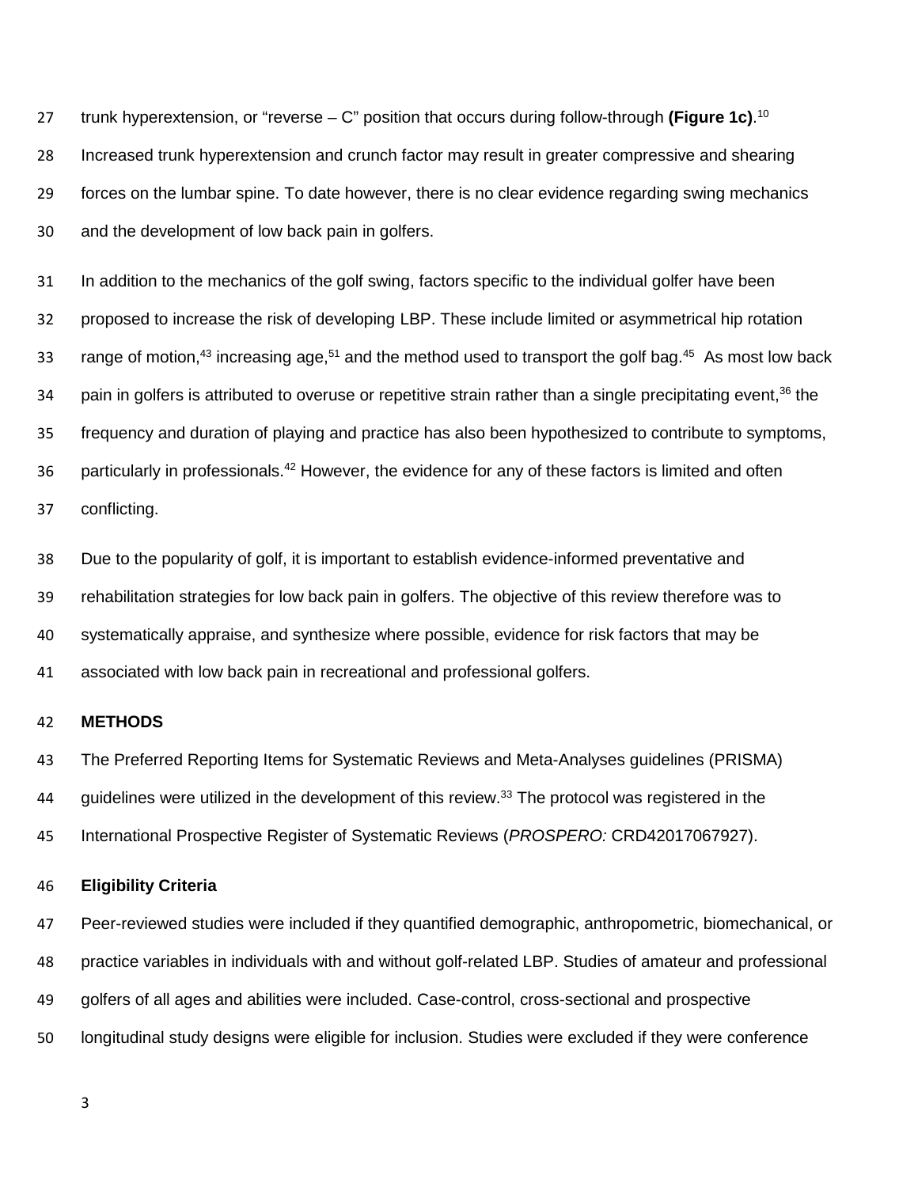trunk hyperextension, or "reverse – C" position that occurs during follow-through **(Figure 1c)**.[10] Increased trunk hyperextension and crunch factor may result in greater compressive and shearing forces on the lumbar spine. To date however, there is no clear evidence regarding swing mechanics and the development of low back pain in golfers.

In addition to the mechanics of the golf swing, factors specific to the individual golfer have been proposed to increase the risk of developing LBP. These include limited or asymmetrical hip rotation range of motion,[43] increasing age,[51] and the method used to transport the golf bag.[45] As most low back pain in golfers is attributed to overuse or repetitive strain rather than a single precipitating event,[36] the frequency and duration of playing and practice has also been hypothesized to contribute to symptoms, particularly in professionals.[42] However, the evidence for any of these factors is limited and often conflicting.

Due to the popularity of golf, it is important to establish evidence-informed preventative and rehabilitation strategies for low back pain in golfers. The objective of this review therefore was to systematically appraise, and synthesize where possible, evidence for risk factors that may be associated with low back pain in recreational and professional golfers.

## METHODS

The Preferred Reporting Items for Systematic Reviews and Meta-Analyses guidelines (PRISMA) guidelines were utilized in the development of this review.[33] The protocol was registered in the International Prospective Register of Systematic Reviews (*PROSPERO:* CRD42017067927).

### Eligibility Criteria

Peer-reviewed studies were included if they quantified demographic, anthropometric, biomechanical, or practice variables in individuals with and without golf-related LBP. Studies of amateur and professional golfers of all ages and abilities were included. Case-control, cross-sectional and prospective longitudinal study designs were eligible for inclusion. Studies were excluded if they were conference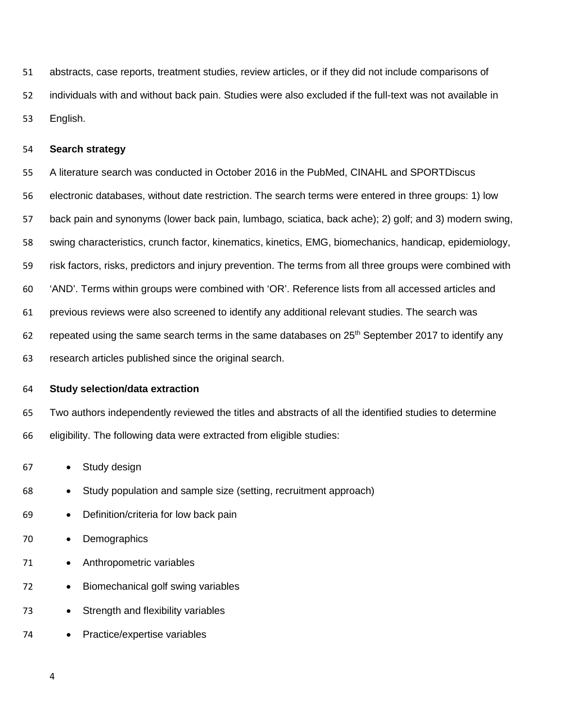abstracts, case reports, treatment studies, review articles, or if they did not include comparisons of individuals with and without back pain. Studies were also excluded if the full-text was not available in English.

**Search strategy**

A literature search was conducted in October 2016 in the PubMed, CINAHL and SPORTDiscus electronic databases, without date restriction. The search terms were entered in three groups: 1) low back pain and synonyms (lower back pain, lumbago, sciatica, back ache); 2) golf; and 3) modern swing, swing characteristics, crunch factor, kinematics, kinetics, EMG, biomechanics, handicap, epidemiology, risk factors, risks, predictors and injury prevention. The terms from all three groups were combined with 'AND'. Terms within groups were combined with 'OR'. Reference lists from all accessed articles and previous reviews were also screened to identify any additional relevant studies. The search was repeated using the same search terms in the same databases on 25th September 2017 to identify any research articles published since the original search.

**Study selection/data extraction**

Two authors independently reviewed the titles and abstracts of all the identified studies to determine eligibility. The following data were extracted from eligible studies:

- Study design
- Study population and sample size (setting, recruitment approach)
- Definition/criteria for low back pain
- Demographics
- Anthropometric variables
- Biomechanical golf swing variables
- Strength and flexibility variables
- Practice/expertise variables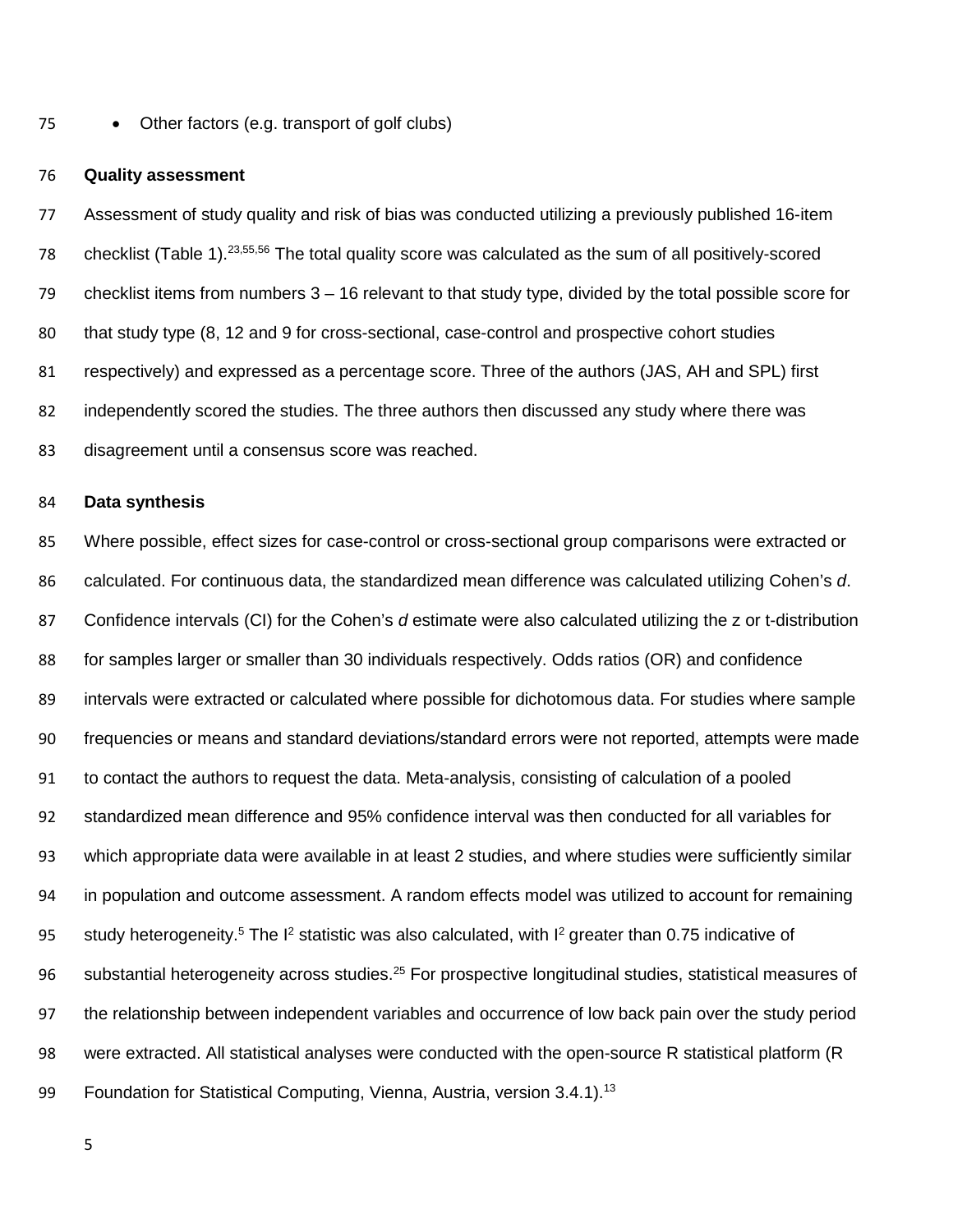- Other factors (e.g. transport of golf clubs)

**Quality assessment**

Assessment of study quality and risk of bias was conducted utilizing a previously published 16-item checklist (Table 1).[23,55,56] The total quality score was calculated as the sum of all positively-scored checklist items from numbers 3 – 16 relevant to that study type, divided by the total possible score for that study type (8, 12 and 9 for cross-sectional, case-control and prospective cohort studies respectively) and expressed as a percentage score. Three of the authors (JAS, AH and SPL) first independently scored the studies. The three authors then discussed any study where there was disagreement until a consensus score was reached.

**Data synthesis**

Where possible, effect sizes for case-control or cross-sectional group comparisons were extracted or calculated. For continuous data, the standardized mean difference was calculated utilizing Cohen's *d*. Confidence intervals (CI) for the Cohen's *d* estimate were also calculated utilizing the z or t-distribution for samples larger or smaller than 30 individuals respectively. Odds ratios (OR) and confidence intervals were extracted or calculated where possible for dichotomous data. For studies where sample frequencies or means and standard deviations/standard errors were not reported, attempts were made to contact the authors to request the data. Meta-analysis, consisting of calculation of a pooled standardized mean difference and 95% confidence interval was then conducted for all variables for which appropriate data were available in at least 2 studies, and where studies were sufficiently similar in population and outcome assessment. A random effects model was utilized to account for remaining study heterogeneity.[5] The $I^2$ statistic was also calculated, with $I^2$ greater than 0.75 indicative of substantial heterogeneity across studies.[25] For prospective longitudinal studies, statistical measures of the relationship between independent variables and occurrence of low back pain over the study period were extracted. All statistical analyses were conducted with the open-source R statistical platform (R Foundation for Statistical Computing, Vienna, Austria, version 3.4.1).[13]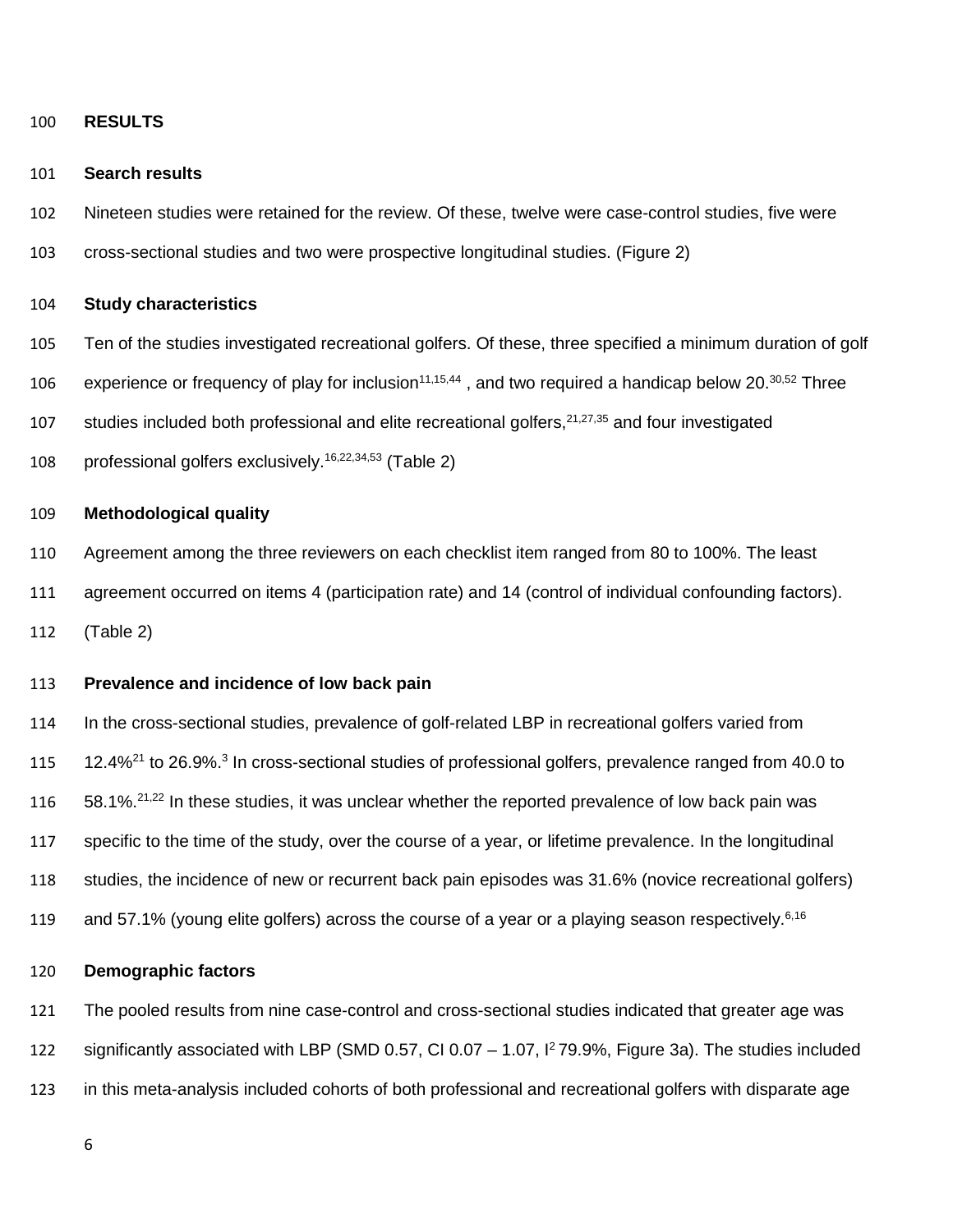## RESULTS

### Search results

Nineteen studies were retained for the review. Of these, twelve were case-control studies, five were cross-sectional studies and two were prospective longitudinal studies. (Figure 2)

### Study characteristics

Ten of the studies investigated recreational golfers. Of these, three specified a minimum duration of golf experience or frequency of play for inclusion[11,15,44] , and two required a handicap below 20.[30,52] Three studies included both professional and elite recreational golfers,[21,27,35] and four investigated professional golfers exclusively.[16,22,34,53] (Table 2)

### Methodological quality

Agreement among the three reviewers on each checklist item ranged from 80 to 100%. The least agreement occurred on items 4 (participation rate) and 14 (control of individual confounding factors). (Table 2)

### Prevalence and incidence of low back pain

In the cross-sectional studies, prevalence of golf-related LBP in recreational golfers varied from 12.4%[21] to 26.9%.[3] In cross-sectional studies of professional golfers, prevalence ranged from 40.0 to 58.1%.[21,22] In these studies, it was unclear whether the reported prevalence of low back pain was specific to the time of the study, over the course of a year, or lifetime prevalence. In the longitudinal studies, the incidence of new or recurrent back pain episodes was 31.6% (novice recreational golfers) and 57.1% (young elite golfers) across the course of a year or a playing season respectively.[6,16]

### Demographic factors

The pooled results from nine case-control and cross-sectional studies indicated that greater age was significantly associated with LBP (SMD 0.57, CI 0.07 – 1.07, $I^2$ 79.9%, Figure 3a). The studies included in this meta-analysis included cohorts of both professional and recreational golfers with disparate age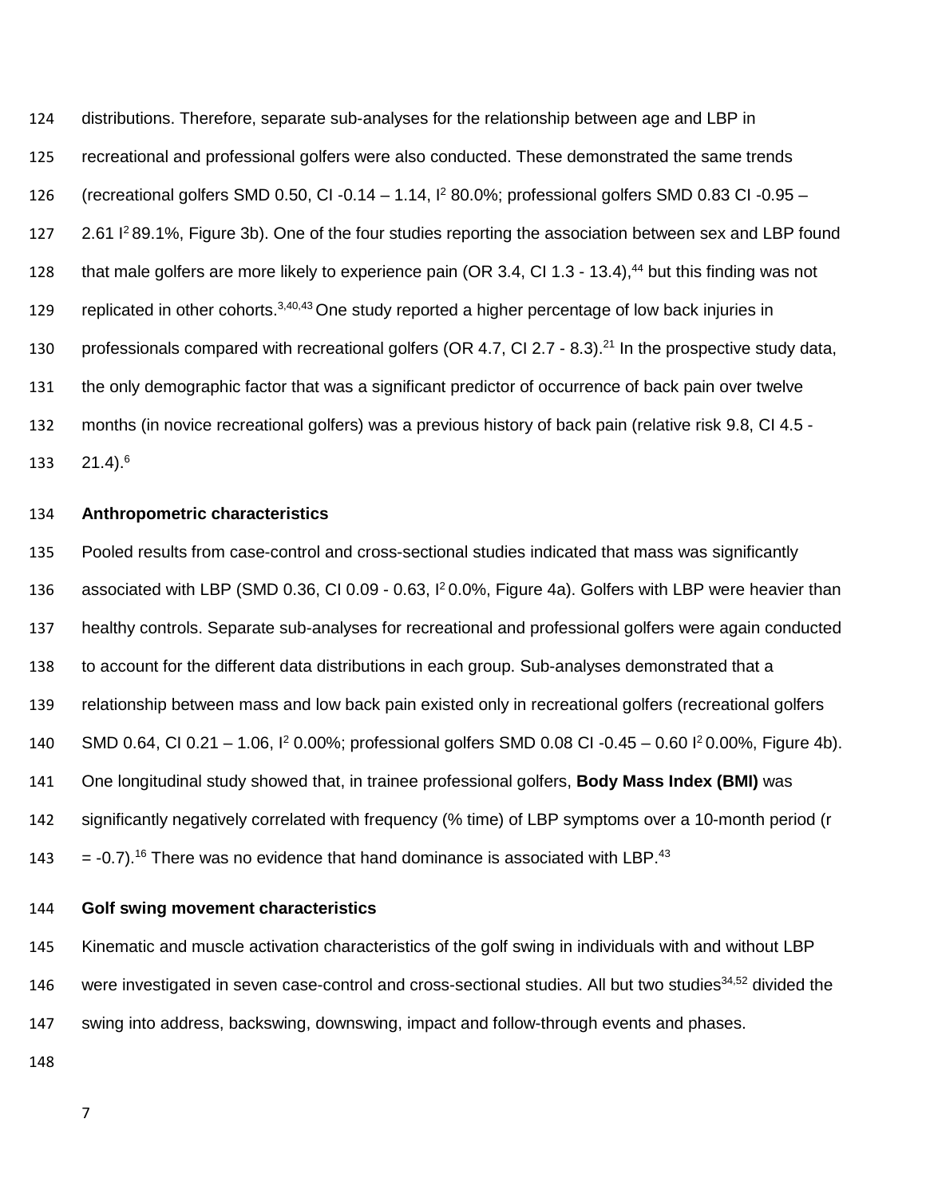distributions. Therefore, separate sub-analyses for the relationship between age and LBP in recreational and professional golfers were also conducted. These demonstrated the same trends (recreational golfers SMD 0.50, CI -0.14 – 1.14, $I^2$ 80.0%; professional golfers SMD 0.83 CI -0.95 – 2.61 $I^2$ 89.1%, Figure 3b). One of the four studies reporting the association between sex and LBP found that male golfers are more likely to experience pain (OR 3.4, CI 1.3 - 13.4),[44] but this finding was not replicated in other cohorts.[3,40,43] One study reported a higher percentage of low back injuries in professionals compared with recreational golfers (OR 4.7, CI 2.7 - 8.3).[21] In the prospective study data, the only demographic factor that was a significant predictor of occurrence of back pain over twelve months (in novice recreational golfers) was a previous history of back pain (relative risk 9.8, CI 4.5 - 21.4).[6]

**Anthropometric characteristics**

Pooled results from case-control and cross-sectional studies indicated that mass was significantly associated with LBP (SMD 0.36, CI 0.09 - 0.63, $I^2$ 0.0%, Figure 4a). Golfers with LBP were heavier than healthy controls. Separate sub-analyses for recreational and professional golfers were again conducted to account for the different data distributions in each group. Sub-analyses demonstrated that a relationship between mass and low back pain existed only in recreational golfers (recreational golfers SMD 0.64, CI 0.21 – 1.06, $I^2$ 0.00%; professional golfers SMD 0.08 CI -0.45 – 0.60 $I^2$ 0.00%, Figure 4b). One longitudinal study showed that, in trainee professional golfers, **Body Mass Index (BMI)** was significantly negatively correlated with frequency (% time) of LBP symptoms over a 10-month period (r = -0.7).[16] There was no evidence that hand dominance is associated with LBP.[43]

**Golf swing movement characteristics**

Kinematic and muscle activation characteristics of the golf swing in individuals with and without LBP were investigated in seven case-control and cross-sectional studies. All but two studies[34,52] divided the swing into address, backswing, downswing, impact and follow-through events and phases.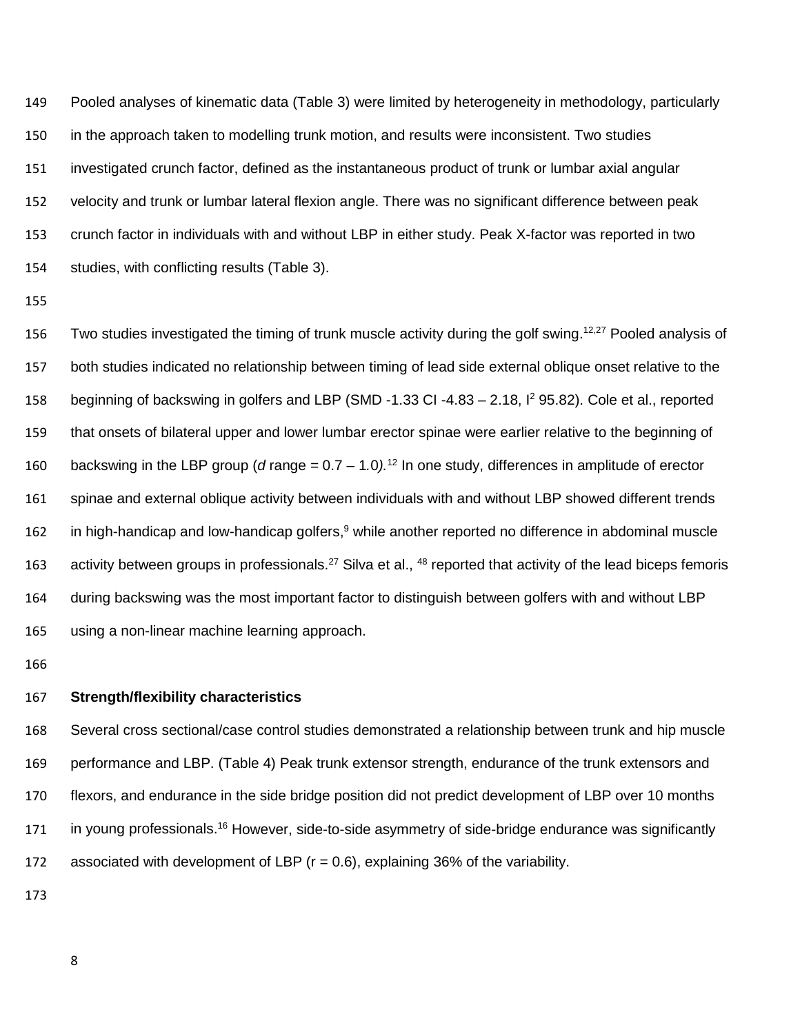Pooled analyses of kinematic data (Table 3) were limited by heterogeneity in methodology, particularly in the approach taken to modelling trunk motion, and results were inconsistent. Two studies investigated crunch factor, defined as the instantaneous product of trunk or lumbar axial angular velocity and trunk or lumbar lateral flexion angle. There was no significant difference between peak crunch factor in individuals with and without LBP in either study. Peak X-factor was reported in two studies, with conflicting results (Table 3).

Two studies investigated the timing of trunk muscle activity during the golf swing.[12,27] Pooled analysis of both studies indicated no relationship between timing of lead side external oblique onset relative to the beginning of backswing in golfers and LBP (SMD -1.33 CI -4.83 – 2.18, $I^2$ 95.82). Cole et al., reported that onsets of bilateral upper and lower lumbar erector spinae were earlier relative to the beginning of backswing in the LBP group (*d* range = 0.7 – 1.0).[12] In one study, differences in amplitude of erector spinae and external oblique activity between individuals with and without LBP showed different trends in high-handicap and low-handicap golfers,[9] while another reported no difference in abdominal muscle activity between groups in professionals.[27] Silva et al., [48] reported that activity of the lead biceps femoris during backswing was the most important factor to distinguish between golfers with and without LBP using a non-linear machine learning approach.

**Strength/flexibility characteristics**

Several cross sectional/case control studies demonstrated a relationship between trunk and hip muscle performance and LBP. (Table 4) Peak trunk extensor strength, endurance of the trunk extensors and flexors, and endurance in the side bridge position did not predict development of LBP over 10 months in young professionals.[16] However, side-to-side asymmetry of side-bridge endurance was significantly associated with development of LBP (r = 0.6), explaining 36% of the variability.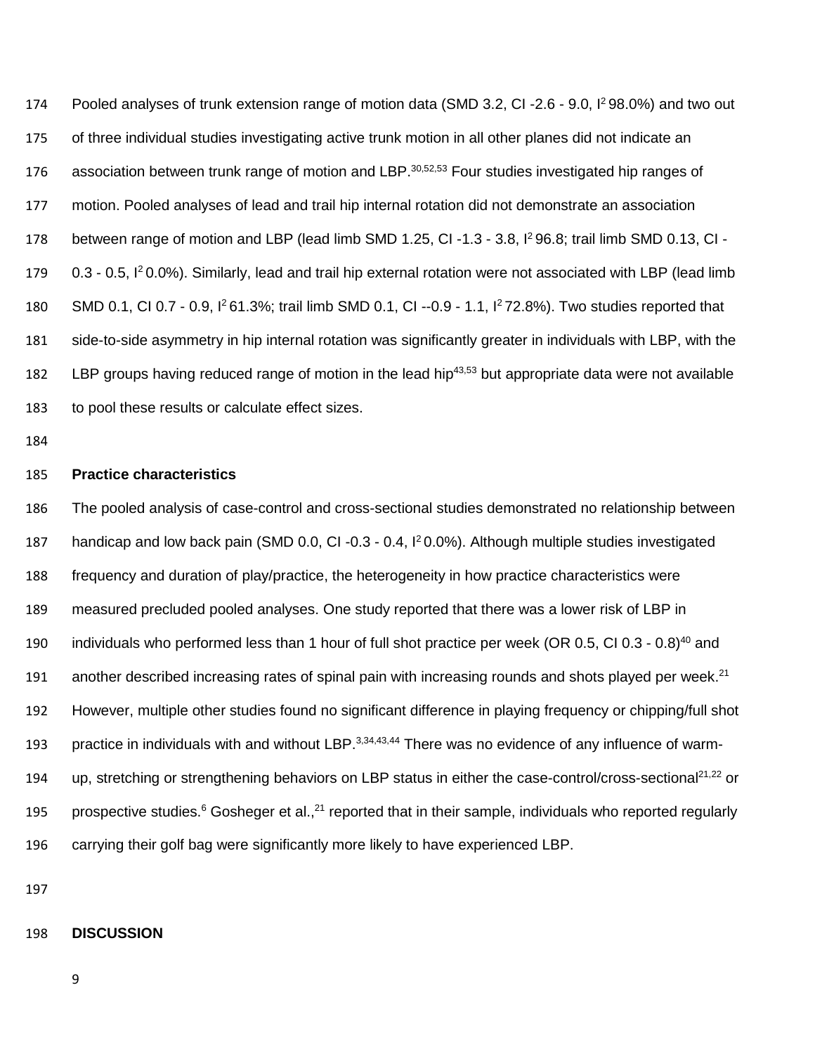Pooled analyses of trunk extension range of motion data (SMD 3.2, CI -2.6 - 9.0, $I^2$ 98.0%) and two out of three individual studies investigating active trunk motion in all other planes did not indicate an association between trunk range of motion and LBP.[30,52,53] Four studies investigated hip ranges of motion. Pooled analyses of lead and trail hip internal rotation did not demonstrate an association between range of motion and LBP (lead limb SMD 1.25, CI -1.3 - 3.8, $I^2$ 96.8; trail limb SMD 0.13, CI -0.3 - 0.5, $I^2$ 0.0%). Similarly, lead and trail hip external rotation were not associated with LBP (lead limb SMD 0.1, CI 0.7 - 0.9, $I^2$ 61.3%; trail limb SMD 0.1, CI --0.9 - 1.1, $I^2$ 72.8%). Two studies reported that side-to-side asymmetry in hip internal rotation was significantly greater in individuals with LBP, with the LBP groups having reduced range of motion in the lead hip[43,53] but appropriate data were not available to pool these results or calculate effect sizes.

### Practice characteristics

The pooled analysis of case-control and cross-sectional studies demonstrated no relationship between handicap and low back pain (SMD 0.0, CI -0.3 - 0.4, $I^2$ 0.0%). Although multiple studies investigated frequency and duration of play/practice, the heterogeneity in how practice characteristics were measured precluded pooled analyses. One study reported that there was a lower risk of LBP in individuals who performed less than 1 hour of full shot practice per week (OR 0.5, CI 0.3 - 0.8)[40] and another described increasing rates of spinal pain with increasing rounds and shots played per week.[21] However, multiple other studies found no significant difference in playing frequency or chipping/full shot practice in individuals with and without LBP.[3,34,43,44] There was no evidence of any influence of warm-up, stretching or strengthening behaviors on LBP status in either the case-control/cross-sectional[21,22] or prospective studies.[6] Gosheger et al.,[21] reported that in their sample, individuals who reported regularly carrying their golf bag were significantly more likely to have experienced LBP.

## DISCUSSION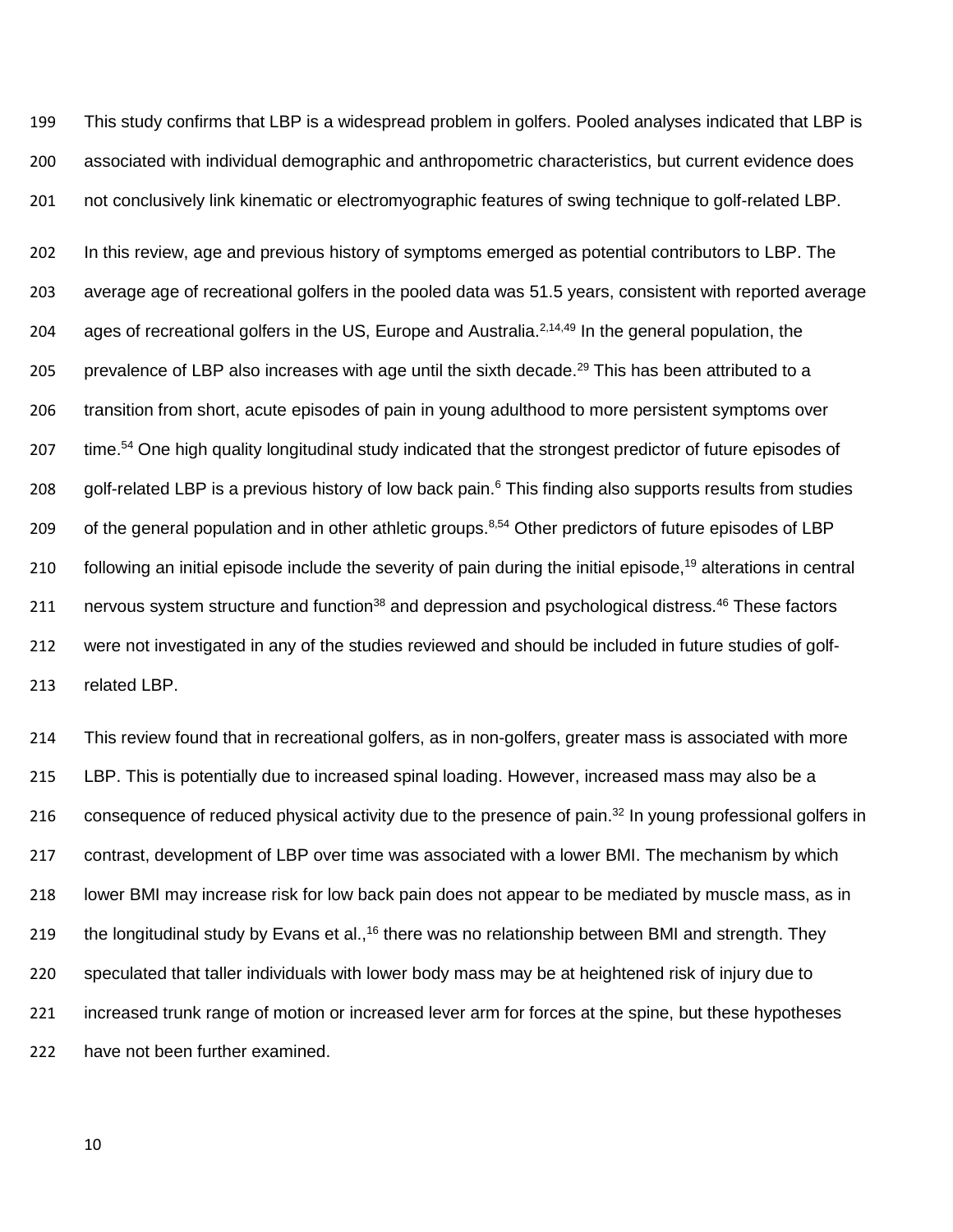This study confirms that LBP is a widespread problem in golfers. Pooled analyses indicated that LBP is associated with individual demographic and anthropometric characteristics, but current evidence does not conclusively link kinematic or electromyographic features of swing technique to golf-related LBP.

In this review, age and previous history of symptoms emerged as potential contributors to LBP. The average age of recreational golfers in the pooled data was 51.5 years, consistent with reported average ages of recreational golfers in the US, Europe and Australia.[2,14,49] In the general population, the prevalence of LBP also increases with age until the sixth decade.[29] This has been attributed to a transition from short, acute episodes of pain in young adulthood to more persistent symptoms over time.[54] One high quality longitudinal study indicated that the strongest predictor of future episodes of golf-related LBP is a previous history of low back pain.[6] This finding also supports results from studies of the general population and in other athletic groups.[8,54] Other predictors of future episodes of LBP following an initial episode include the severity of pain during the initial episode,[19] alterations in central nervous system structure and function[38] and depression and psychological distress.[46] These factors were not investigated in any of the studies reviewed and should be included in future studies of golf-related LBP.

This review found that in recreational golfers, as in non-golfers, greater mass is associated with more LBP. This is potentially due to increased spinal loading. However, increased mass may also be a consequence of reduced physical activity due to the presence of pain.[32] In young professional golfers in contrast, development of LBP over time was associated with a lower BMI. The mechanism by which lower BMI may increase risk for low back pain does not appear to be mediated by muscle mass, as in the longitudinal study by Evans et al.,[16] there was no relationship between BMI and strength. They speculated that taller individuals with lower body mass may be at heightened risk of injury due to increased trunk range of motion or increased lever arm for forces at the spine, but these hypotheses have not been further examined.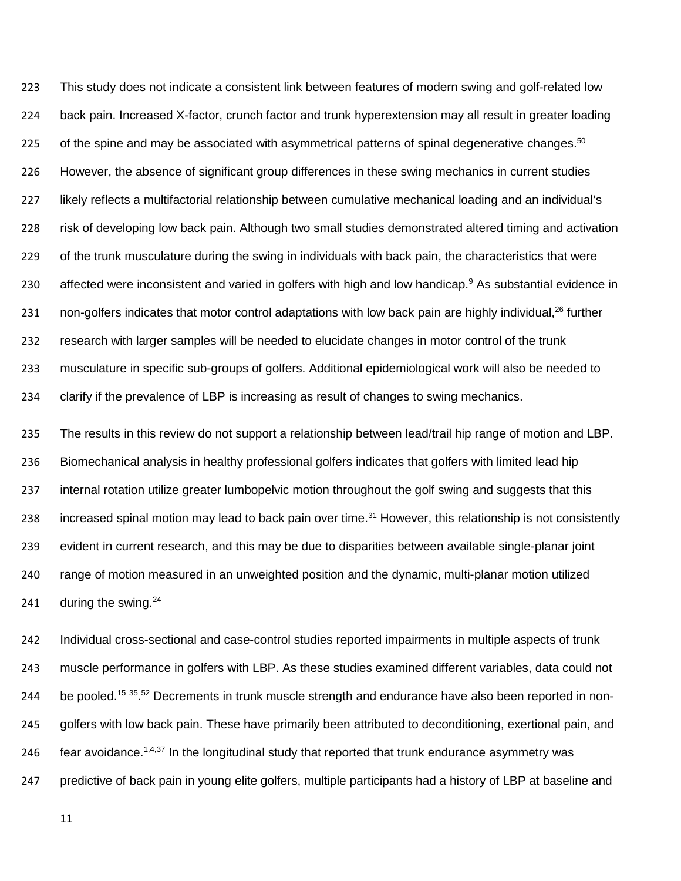This study does not indicate a consistent link between features of modern swing and golf-related low back pain. Increased X-factor, crunch factor and trunk hyperextension may all result in greater loading of the spine and may be associated with asymmetrical patterns of spinal degenerative changes.[50] However, the absence of significant group differences in these swing mechanics in current studies likely reflects a multifactorial relationship between cumulative mechanical loading and an individual's risk of developing low back pain. Although two small studies demonstrated altered timing and activation of the trunk musculature during the swing in individuals with back pain, the characteristics that were affected were inconsistent and varied in golfers with high and low handicap.[9] As substantial evidence in non-golfers indicates that motor control adaptations with low back pain are highly individual,[26] further research with larger samples will be needed to elucidate changes in motor control of the trunk musculature in specific sub-groups of golfers. Additional epidemiological work will also be needed to clarify if the prevalence of LBP is increasing as result of changes to swing mechanics.

The results in this review do not support a relationship between lead/trail hip range of motion and LBP. Biomechanical analysis in healthy professional golfers indicates that golfers with limited lead hip internal rotation utilize greater lumbopelvic motion throughout the golf swing and suggests that this increased spinal motion may lead to back pain over time.[31] However, this relationship is not consistently evident in current research, and this may be due to disparities between available single-planar joint range of motion measured in an unweighted position and the dynamic, multi-planar motion utilized during the swing.[24]

Individual cross-sectional and case-control studies reported impairments in multiple aspects of trunk muscle performance in golfers with LBP. As these studies examined different variables, data could not be pooled.[15 35].[52] Decrements in trunk muscle strength and endurance have also been reported in non-golfers with low back pain. These have primarily been attributed to deconditioning, exertional pain, and fear avoidance.[1,4,37] In the longitudinal study that reported that trunk endurance asymmetry was predictive of back pain in young elite golfers, multiple participants had a history of LBP at baseline and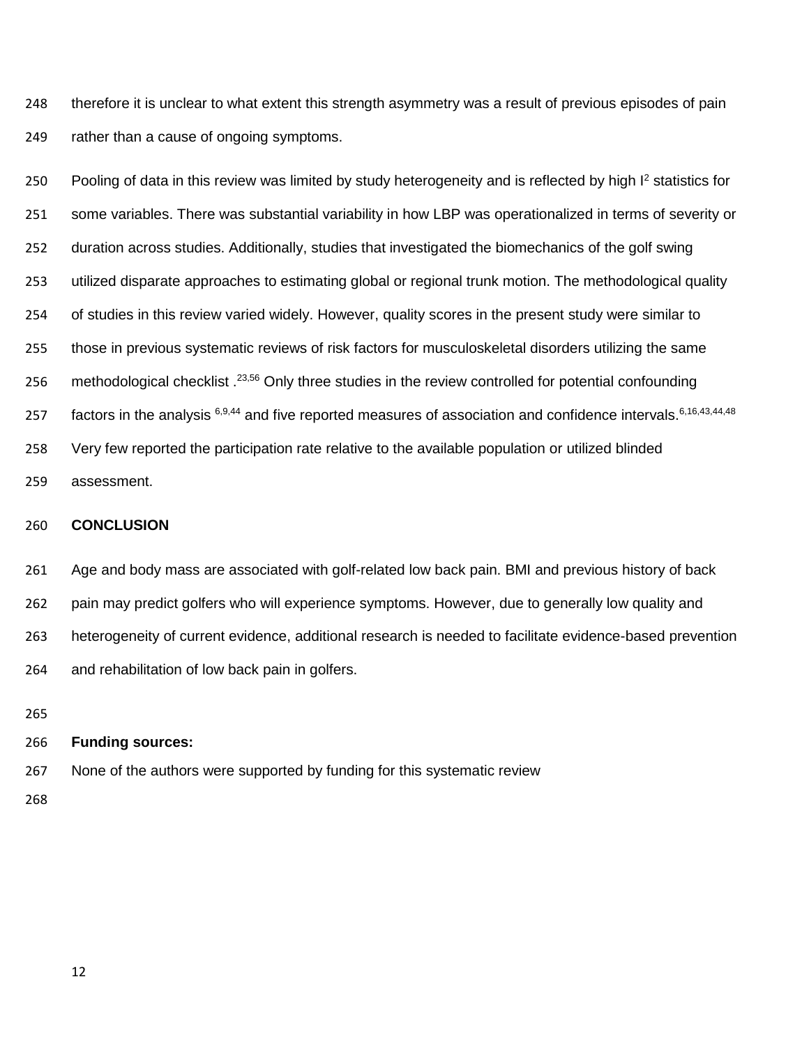therefore it is unclear to what extent this strength asymmetry was a result of previous episodes of pain rather than a cause of ongoing symptoms.

Pooling of data in this review was limited by study heterogeneity and is reflected by high $I^2$ statistics for some variables. There was substantial variability in how LBP was operationalized in terms of severity or duration across studies. Additionally, studies that investigated the biomechanics of the golf swing utilized disparate approaches to estimating global or regional trunk motion. The methodological quality of studies in this review varied widely. However, quality scores in the present study were similar to those in previous systematic reviews of risk factors for musculoskeletal disorders utilizing the same methodological checklist .[23,56] Only three studies in the review controlled for potential confounding factors in the analysis [6,9,44] and five reported measures of association and confidence intervals.[6,16,43,44,48] Very few reported the participation rate relative to the available population or utilized blinded assessment.

## CONCLUSION

Age and body mass are associated with golf-related low back pain. BMI and previous history of back pain may predict golfers who will experience symptoms. However, due to generally low quality and heterogeneity of current evidence, additional research is needed to facilitate evidence-based prevention and rehabilitation of low back pain in golfers.

**Funding sources:**

None of the authors were supported by funding for this systematic review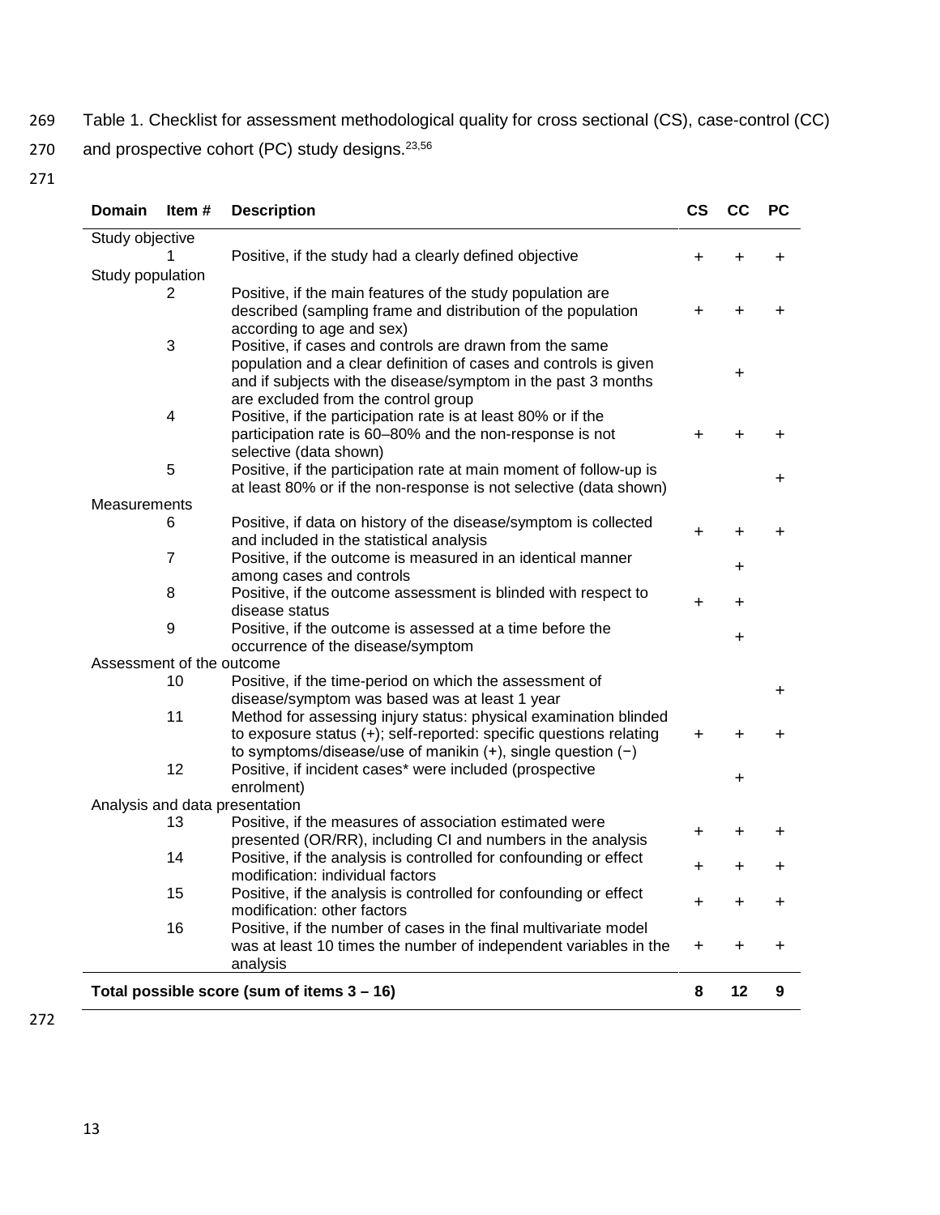Table 1. Checklist for assessment methodological quality for cross sectional (CS), case-control (CC) and prospective cohort (PC) study designs.[23,56]

| Domain | Item # | Description | CS | CC | PC |
|---|---|---|---|---|---|
| Study objective | | | | | |
| | 1 | Positive, if the study had a clearly defined objective | + | + | + |
| Study population | | | | | |
| | 2 | Positive, if the main features of the study population are described (sampling frame and distribution of the population according to age and sex) | + | + | + |
| | 3 | Positive, if cases and controls are drawn from the same population and a clear definition of cases and controls is given and if subjects with the disease/symptom in the past 3 months are excluded from the control group | | + | |
| | 4 | Positive, if the participation rate is at least 80% or if the participation rate is 60–80% and the non-response is not selective (data shown) | + | + | + |
| | 5 | Positive, if the participation rate at main moment of follow-up is at least 80% or if the non-response is not selective (data shown) | | | + |
| Measurements | | | | | |
| | 6 | Positive, if data on history of the disease/symptom is collected and included in the statistical analysis | + | + | + |
| | 7 | Positive, if the outcome is measured in an identical manner among cases and controls | | + | |
| | 8 | Positive, if the outcome assessment is blinded with respect to disease status | + | + | |
| | 9 | Positive, if the outcome is assessed at a time before the occurrence of the disease/symptom | | + | |
| Assessment of the outcome | | | | | |
| | 10 | Positive, if the time-period on which the assessment of disease/symptom was based was at least 1 year | | | + |
| | 11 | Method for assessing injury status: physical examination blinded to exposure status (+); self-reported: specific questions relating to symptoms/disease/use of manikin (+), single question (−) | + | + | + |
| | 12 | Positive, if incident cases* were included (prospective enrolment) | | + | |
| Analysis and data presentation | | | | | |
| | 13 | Positive, if the measures of association estimated were presented (OR/RR), including CI and numbers in the analysis | + | + | + |
| | 14 | Positive, if the analysis is controlled for confounding or effect modification: individual factors | + | + | + |
| | 15 | Positive, if the analysis is controlled for confounding or effect modification: other factors | + | + | + |
| | 16 | Positive, if the number of cases in the final multivariate model was at least 10 times the number of independent variables in the analysis | + | + | + |
| **Total possible score (sum of items 3 – 16)** | | | **8** | **12** | **9** |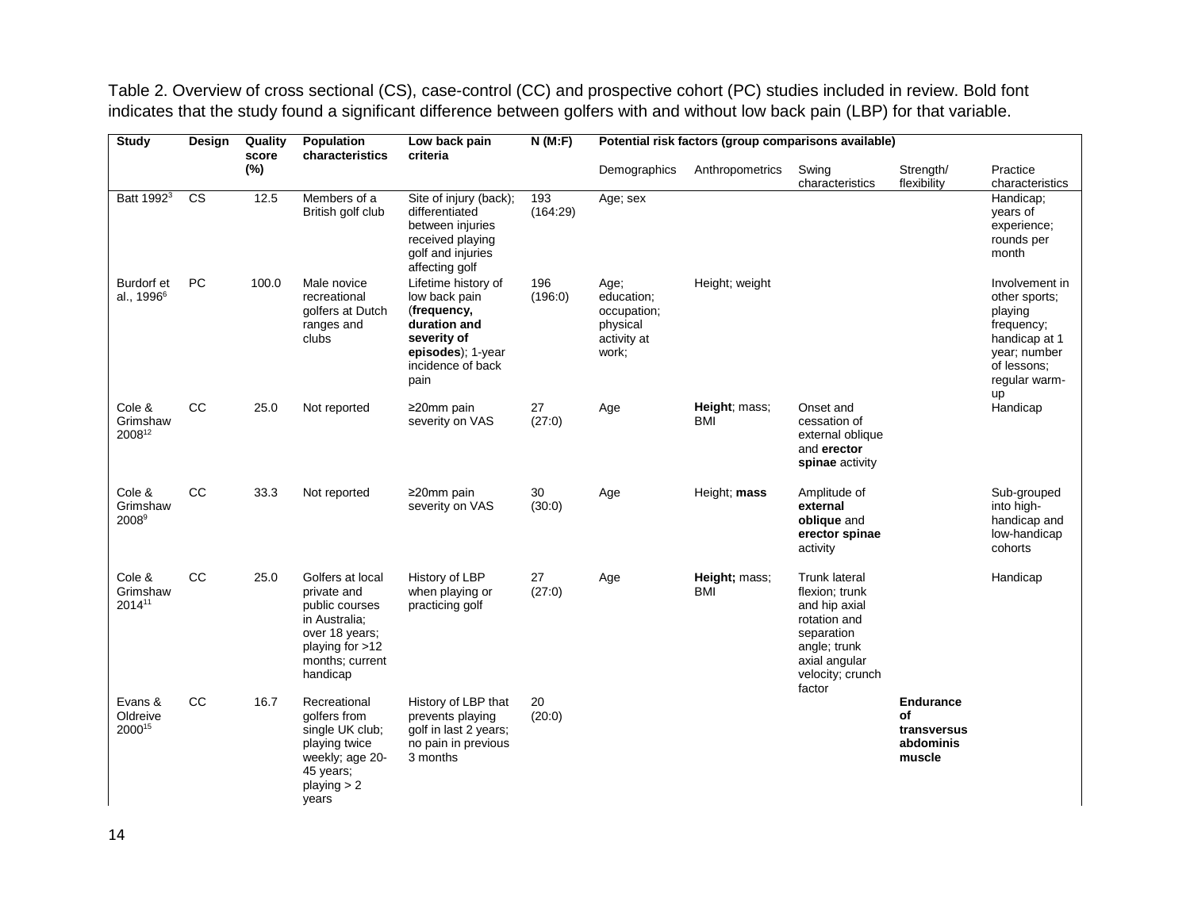Table 2. Overview of cross sectional (CS), case-control (CC) and prospective cohort (PC) studies included in review. Bold font indicates that the study found a significant difference between golfers with and without low back pain (LBP) for that variable.

| Study | Design | Quality score (%) | Population characteristics | Low back pain criteria | N (M:F) | Potential risk factors (group comparisons available) | | | | |
|---|---|---|---|---|---|---|---|---|---|---|
| | | | | | | Demographics | Anthropometrics | Swing characteristics | Strength/ flexibility | Practice characteristics |
| Batt 1992[3] | CS | 12.5 | Members of a British golf club | Site of injury (back); differentiated between injuries received playing golf and injuries affecting golf | 193 (164:29) | Age; sex | | | | Handicap; years of experience; rounds per month |
| Burdorf et al., 1996[6] | PC | 100.0 | Male novice recreational golfers at Dutch ranges and clubs | Lifetime history of low back pain (**frequency, duration and severity of episodes**); 1-year incidence of back pain | 196 (196:0) | Age; education; occupation; physical activity at work; | Height; weight | | | Involvement in other sports; playing frequency; handicap at 1 year; number of lessons; regular warm-up |
| Cole & Grimshaw 2008[12] | CC | 25.0 | Not reported | ≥20mm pain severity on VAS | 27 (27:0) | Age | **Height**; mass; BMI | Onset and cessation of external oblique and **erector spinae** activity | | Handicap |
| Cole & Grimshaw 2008[9] | CC | 33.3 | Not reported | ≥20mm pain severity on VAS | 30 (30:0) | Age | Height; **mass** | Amplitude of **external oblique** and **erector spinae** activity | | Sub-grouped into high-handicap and low-handicap cohorts |
| Cole & Grimshaw 2014[11] | CC | 25.0 | Golfers at local private and public courses in Australia; over 18 years; playing for >12 months; current handicap | History of LBP when playing or practicing golf | 27 (27:0) | Age | **Height;** mass; BMI | Trunk lateral flexion; trunk and hip axial rotation and separation angle; trunk axial angular velocity; crunch factor | | Handicap |
| Evans & Oldreive 2000[15] | CC | 16.7 | Recreational golfers from single UK club; playing twice weekly; age 20-45 years; playing > 2 years | History of LBP that prevents playing golf in last 2 years; no pain in previous 3 months | 20 (20:0) | | | | **Endurance of transversus abdominis muscle** | |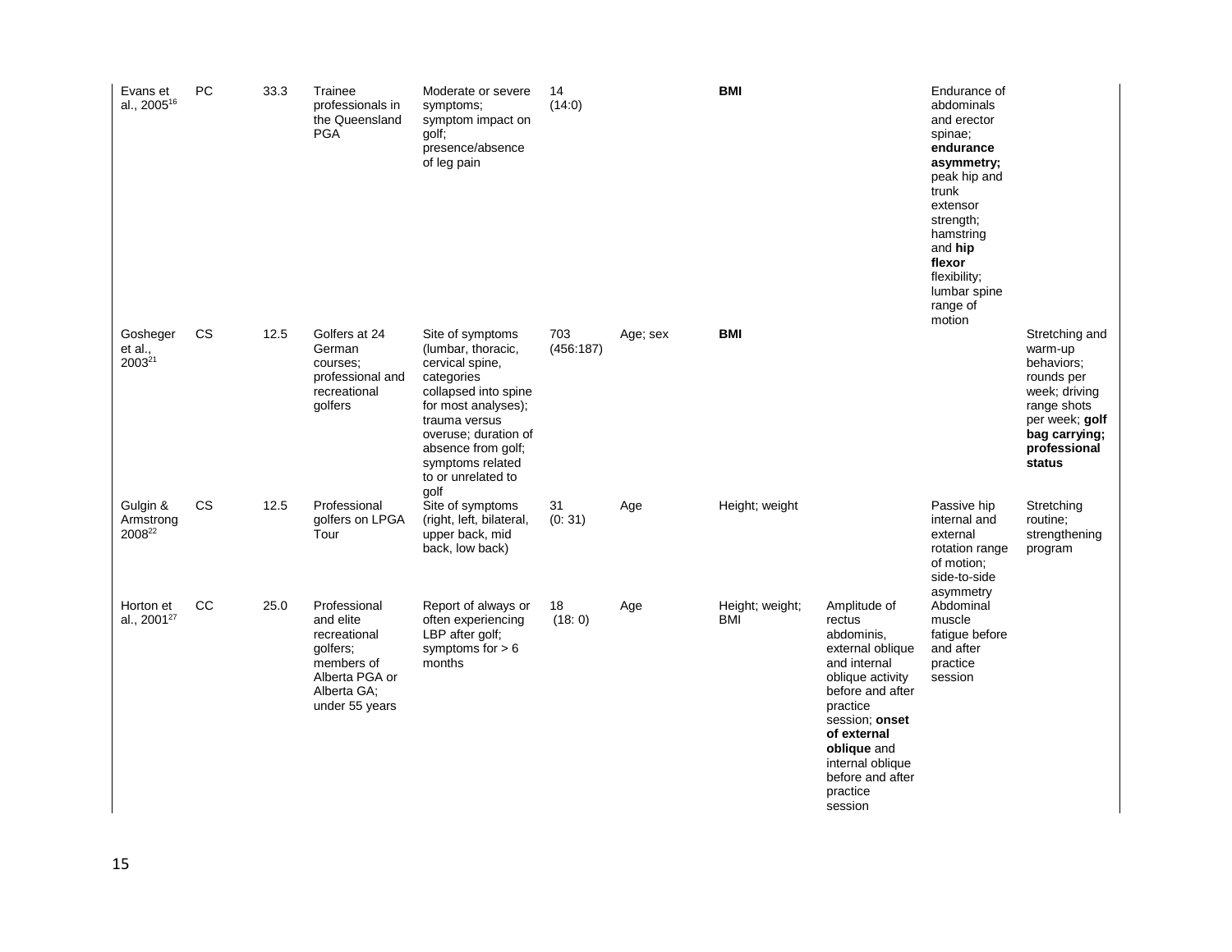| | | | | | | | | | | |
|---|---|---|---|---|---|---|---|---|---|---|
| Evans et al., 2005[16] | PC | 33.3 | Trainee professionals in the Queensland PGA | Moderate or severe symptoms; symptom impact on golf; presence/absence of leg pain | 14 (14:0) | | **BMI** | | Endurance of abdominals and erector spinae; **endurance asymmetry;** peak hip and trunk extensor strength; hamstring and **hip flexor** flexibility; lumbar spine range of motion | |
| Gosheger et al., 2003[21] | CS | 12.5 | Golfers at 24 German courses; professional and recreational golfers | Site of symptoms (lumbar, thoracic, cervical spine, categories collapsed into spine for most analyses); trauma versus overuse; duration of absence from golf; symptoms related to or unrelated to golf | 703 (456:187) | Age; sex | **BMI** | | | Stretching and warm-up behaviors; rounds per week; driving range shots per week; **golf bag carrying; professional status** |
| Gulgin & Armstrong 2008[22] | CS | 12.5 | Professional golfers on LPGA Tour | Site of symptoms (right, left, bilateral, upper back, mid back, low back) | 31 (0: 31) | Age | Height; weight | | Passive hip internal and external rotation range of motion; side-to-side asymmetry | Stretching routine; strengthening program |
| Horton et al., 2001[27] | CC | 25.0 | Professional and elite recreational golfers; members of Alberta PGA or Alberta GA; under 55 years | Report of always or often experiencing LBP after golf; symptoms for > 6 months | 18 (18: 0) | Age | Height; weight; BMI | Amplitude of rectus abdominis, external oblique and internal oblique activity before and after practice session; **onset of external oblique** and internal oblique before and after practice session | Abdominal muscle fatigue before and after practice session | |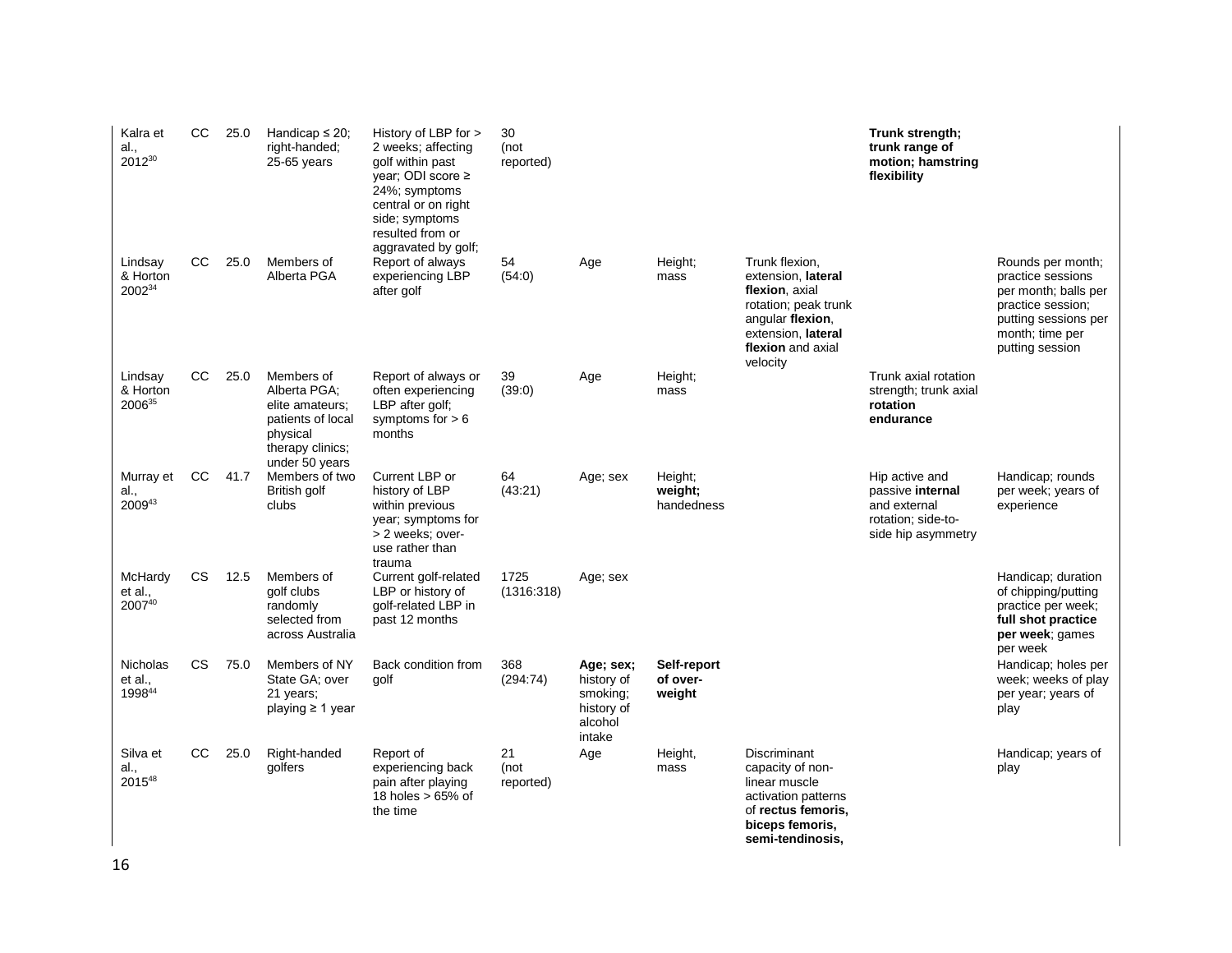| | | | | | | | | | | |
|---|---|---|---|---|---|---|---|---|---|---|
| Kalra et al., 2012[30] | CC | 25.0 | Handicap ≤ 20; right-handed; 25-65 years | History of LBP for > 2 weeks; affecting golf within past year; ODI score ≥ 24%; symptoms central or on right side; symptoms resulted from or aggravated by golf; | 30 (not reported) | | | | **Trunk strength; trunk range of motion; hamstring flexibility** | |
| Lindsay & Horton 2002[34] | CC | 25.0 | Members of Alberta PGA | Report of always experiencing LBP after golf | 54 (54:0) | Age | Height; mass | Trunk flexion, extension, **lateral flexion**, axial rotation; peak trunk angular **flexion**, extension, **lateral flexion** and axial velocity | | Rounds per month; practice sessions per month; balls per practice session; putting sessions per month; time per putting session |
| Lindsay & Horton 2006[35] | CC | 25.0 | Members of Alberta PGA; elite amateurs; patients of local physical therapy clinics; under 50 years | Report of always or often experiencing LBP after golf; symptoms for > 6 months | 39 (39:0) | Age | Height; mass | | Trunk axial rotation strength; trunk axial **rotation endurance** | |
| Murray et al., 2009[43] | CC | 41.7 | Members of two British golf clubs | Current LBP or history of LBP within previous year; symptoms for > 2 weeks; over-use rather than trauma | 64 (43:21) | Age; sex | Height; **weight;** handedness | | Hip active and passive **internal** and external rotation; side-to-side hip asymmetry | Handicap; rounds per week; years of experience |
| McHardy et al., 2007[40] | CS | 12.5 | Members of golf clubs randomly selected from across Australia | Current golf-related LBP or history of golf-related LBP in past 12 months | 1725 (1316:318) | Age; sex | | | | Handicap; duration of chipping/putting practice per week; **full shot practice per week**; games per week |
| Nicholas et al., 1998[44] | CS | 75.0 | Members of NY State GA; over 21 years; playing ≥ 1 year | Back condition from golf | 368 (294:74) | **Age; sex;** history of smoking; history of alcohol intake | **Self-report of over-weight** | | | Handicap; holes per week; weeks of play per year; years of play |
| Silva et al., 2015[48] | CC | 25.0 | Right-handed golfers | Report of experiencing back pain after playing 18 holes > 65% of the time | 21 (not reported) | Age | Height, mass | Discriminant capacity of non-linear muscle activation patterns of **rectus femoris, biceps femoris, semi-tendinosis,** | | Handicap; years of play |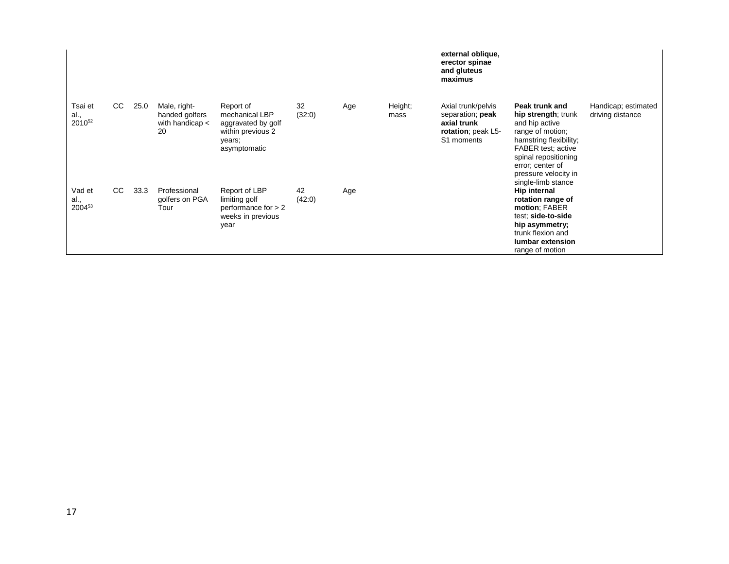| | | | | | | | | | | |
|---|---|---|---|---|---|---|---|---|---|---|
| | | | | | | | | **external oblique, erector spinae and gluteus maximus** | | |
| Tsai et al., 2010[52] | CC | 25.0 | Male, right-handed golfers with handicap < 20 | Report of mechanical LBP aggravated by golf within previous 2 years; asymptomatic | 32 (32:0) | Age | Height; mass | Axial trunk/pelvis separation; **peak axial trunk rotation**; peak L5-S1 moments | **Peak trunk and hip strength**; trunk and hip active range of motion; hamstring flexibility; FABER test; active spinal repositioning error; center of pressure velocity in single-limb stance | Handicap; estimated driving distance |
| Vad et al., 2004[53] | CC | 33.3 | Professional golfers on PGA Tour | Report of LBP limiting golf performance for > 2 weeks in previous year | 42 (42:0) | Age | | | **Hip internal rotation range of motion**; FABER test; **side-to-side hip asymmetry;** trunk flexion and **lumbar extension** range of motion | |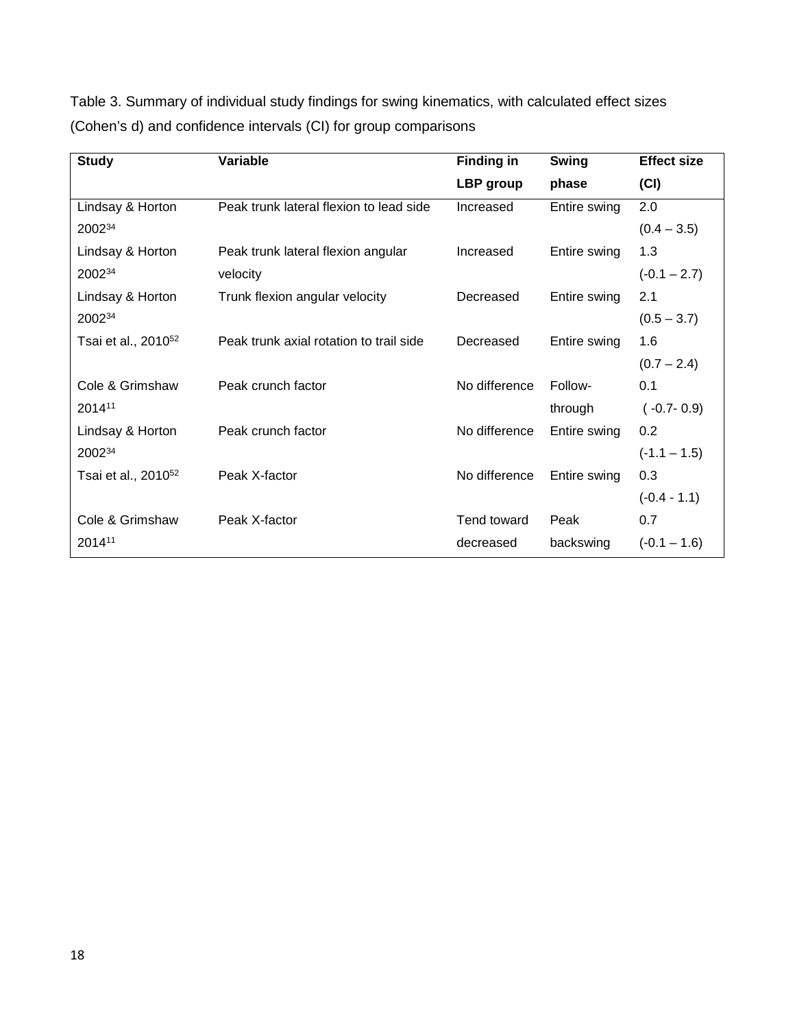Table 3. Summary of individual study findings for swing kinematics, with calculated effect sizes (Cohen's d) and confidence intervals (CI) for group comparisons

| Study | Variable | Finding in LBP group | Swing phase | Effect size (CI) |
|---|---|---|---|---|
| Lindsay & Horton 2002[34] | Peak trunk lateral flexion to lead side | Increased | Entire swing | 2.0 (0.4 – 3.5) |
| Lindsay & Horton 2002[34] | Peak trunk lateral flexion angular velocity | Increased | Entire swing | 1.3 (-0.1 – 2.7) |
| Lindsay & Horton 2002[34] | Trunk flexion angular velocity | Decreased | Entire swing | 2.1 (0.5 – 3.7) |
| Tsai et al., 2010[52] | Peak trunk axial rotation to trail side | Decreased | Entire swing | 1.6 (0.7 – 2.4) |
| Cole & Grimshaw 2014[11] | Peak crunch factor | No difference | Follow-through | 0.1 ( -0.7- 0.9) |
| Lindsay & Horton 2002[34] | Peak crunch factor | No difference | Entire swing | 0.2 (-1.1 – 1.5) |
| Tsai et al., 2010[52] | Peak X-factor | No difference | Entire swing | 0.3 (-0.4 - 1.1) |
| Cole & Grimshaw 2014[11] | Peak X-factor | Tend toward decreased | Peak backswing | 0.7 (-0.1 – 1.6) |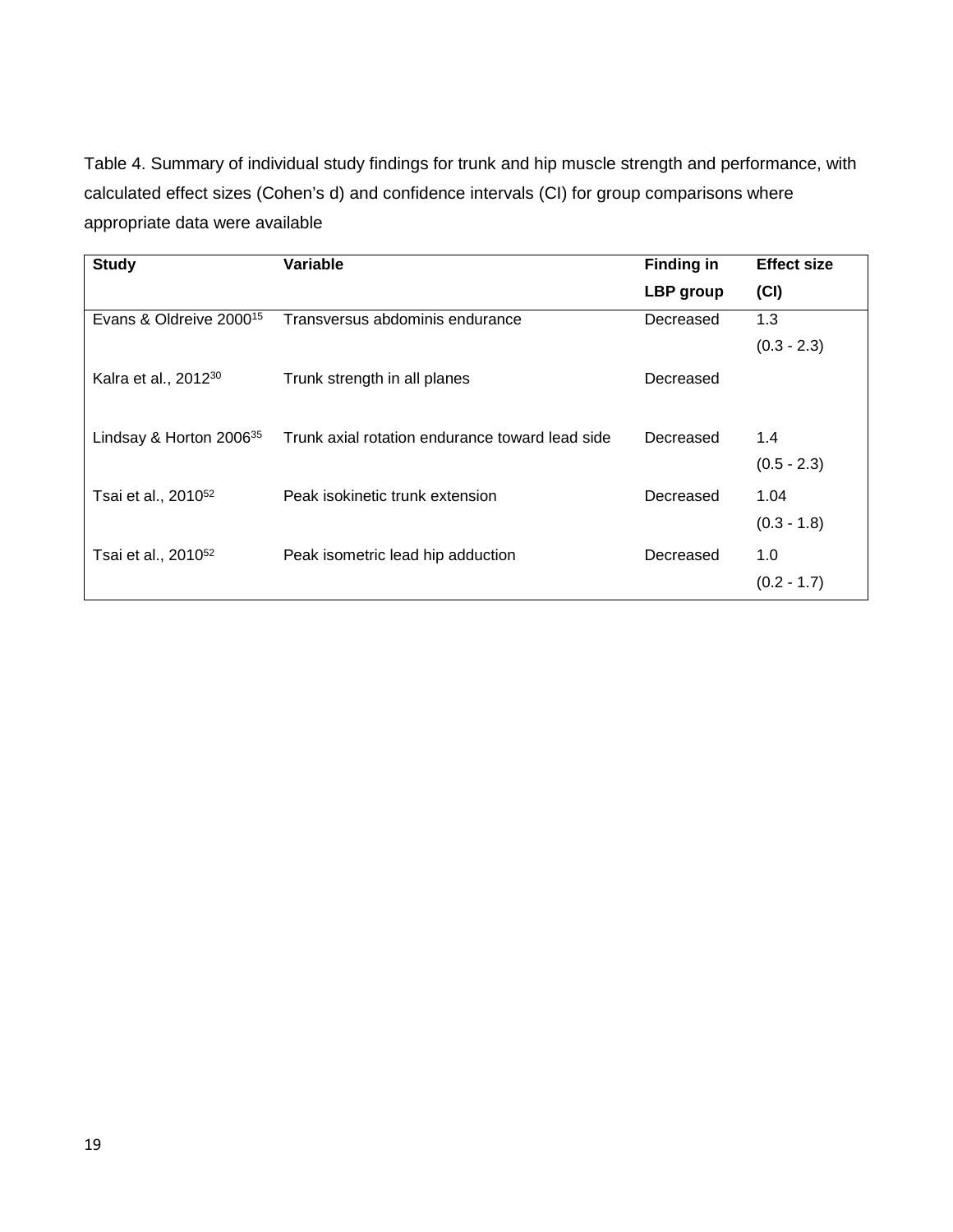Table 4. Summary of individual study findings for trunk and hip muscle strength and performance, with calculated effect sizes (Cohen's d) and confidence intervals (CI) for group comparisons where appropriate data were available

| **Study** | **Variable** | **Finding in LBP group** | **Effect size (CI)** |
|---|---|---|---|
| Evans & Oldreive 2000[15] | Transversus abdominis endurance | Decreased | 1.3 (0.3 - 2.3) |
| Kalra et al., 2012[30] | Trunk strength in all planes | Decreased | |
| Lindsay & Horton 2006[35] | Trunk axial rotation endurance toward lead side | Decreased | 1.4 (0.5 - 2.3) |
| Tsai et al., 2010[52] | Peak isokinetic trunk extension | Decreased | 1.04 (0.3 - 1.8) |
| Tsai et al., 2010[52] | Peak isometric lead hip adduction | Decreased | 1.0 (0.2 - 1.7) |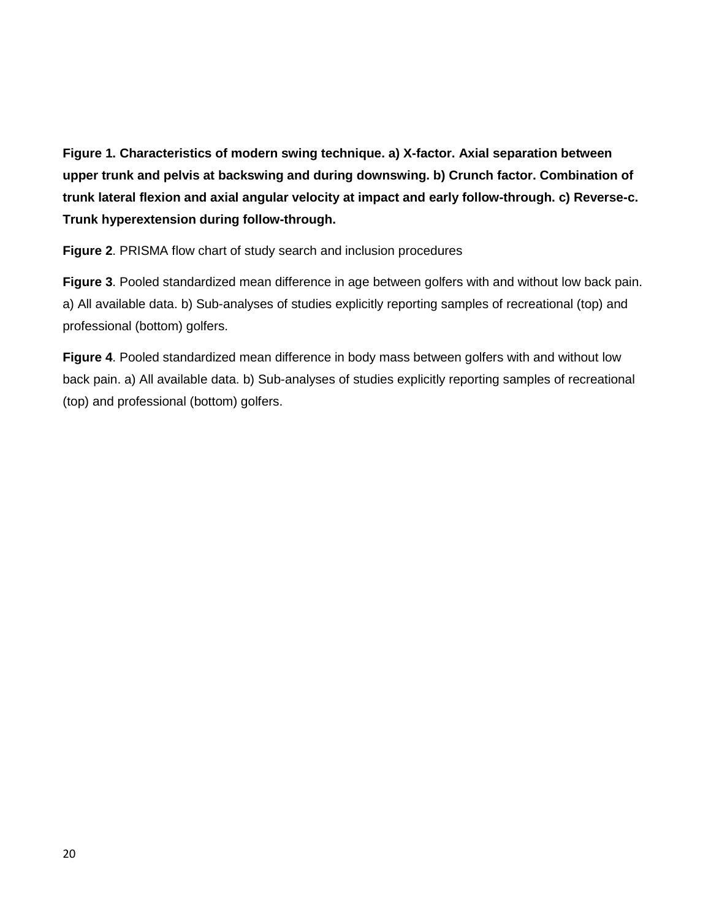**Figure 1. Characteristics of modern swing technique. a) X-factor. Axial separation between upper trunk and pelvis at backswing and during downswing. b) Crunch factor. Combination of trunk lateral flexion and axial angular velocity at impact and early follow-through. c) Reverse-c. Trunk hyperextension during follow-through.**

**Figure 2**. PRISMA flow chart of study search and inclusion procedures

**Figure 3**. Pooled standardized mean difference in age between golfers with and without low back pain. a) All available data. b) Sub-analyses of studies explicitly reporting samples of recreational (top) and professional (bottom) golfers.

**Figure 4**. Pooled standardized mean difference in body mass between golfers with and without low back pain. a) All available data. b) Sub-analyses of studies explicitly reporting samples of recreational (top) and professional (bottom) golfers.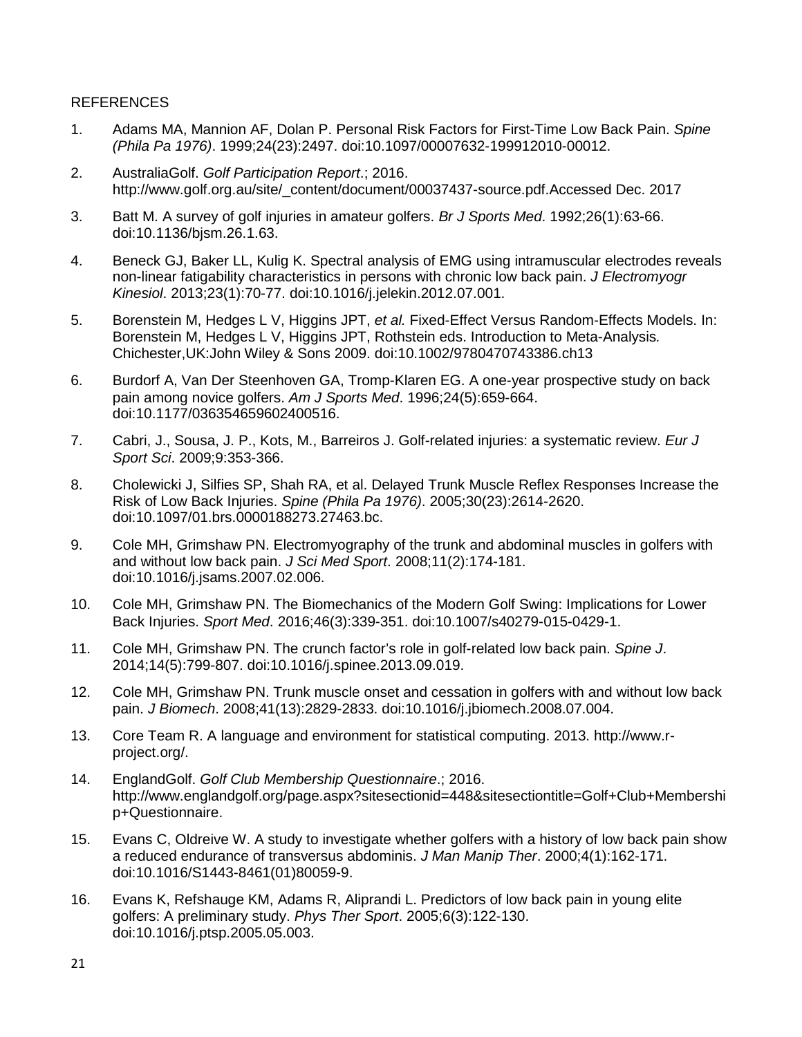REFERENCES

1. Adams MA, Mannion AF, Dolan P. Personal Risk Factors for First-Time Low Back Pain. *Spine (Phila Pa 1976)*. 1999;24(23):2497. doi:10.1097/00007632-199912010-00012.
2. AustraliaGolf. *Golf Participation Report*.; 2016. http://www.golf.org.au/site/_content/document/00037437-source.pdf.Accessed Dec. 2017
3. Batt M. A survey of golf injuries in amateur golfers. *Br J Sports Med*. 1992;26(1):63-66. doi:10.1136/bjsm.26.1.63.
4. Beneck GJ, Baker LL, Kulig K. Spectral analysis of EMG using intramuscular electrodes reveals non-linear fatigability characteristics in persons with chronic low back pain. *J Electromyogr Kinesiol*. 2013;23(1):70-77. doi:10.1016/j.jelekin.2012.07.001.
5. Borenstein M, Hedges L V, Higgins JPT, *et al.* Fixed-Effect Versus Random-Effects Models. In: Borenstein M, Hedges L V, Higgins JPT, Rothstein eds. Introduction to Meta-Analysis*.* Chichester,UK:John Wiley & Sons 2009. doi:10.1002/9780470743386.ch13
6. Burdorf A, Van Der Steenhoven GA, Tromp-Klaren EG. A one-year prospective study on back pain among novice golfers. *Am J Sports Med*. 1996;24(5):659-664. doi:10.1177/036354659602400516.
7. Cabri, J., Sousa, J. P., Kots, M., Barreiros J. Golf-related injuries: a systematic review. *Eur J Sport Sci*. 2009;9:353-366.
8. Cholewicki J, Silfies SP, Shah RA, et al. Delayed Trunk Muscle Reflex Responses Increase the Risk of Low Back Injuries. *Spine (Phila Pa 1976)*. 2005;30(23):2614-2620. doi:10.1097/01.brs.0000188273.27463.bc.
9. Cole MH, Grimshaw PN. Electromyography of the trunk and abdominal muscles in golfers with and without low back pain. *J Sci Med Sport*. 2008;11(2):174-181. doi:10.1016/j.jsams.2007.02.006.
10. Cole MH, Grimshaw PN. The Biomechanics of the Modern Golf Swing: Implications for Lower Back Injuries. *Sport Med*. 2016;46(3):339-351. doi:10.1007/s40279-015-0429-1.
11. Cole MH, Grimshaw PN. The crunch factor's role in golf-related low back pain. *Spine J*. 2014;14(5):799-807. doi:10.1016/j.spinee.2013.09.019.
12. Cole MH, Grimshaw PN. Trunk muscle onset and cessation in golfers with and without low back pain. *J Biomech*. 2008;41(13):2829-2833. doi:10.1016/j.jbiomech.2008.07.004.
13. Core Team R. A language and environment for statistical computing. 2013. http://www.r-project.org/.
14. EnglandGolf. *Golf Club Membership Questionnaire*.; 2016. http://www.englandgolf.org/page.aspx?sitesectionid=448&sitesectiontitle=Golf+Club+Membership+Questionnaire.
15. Evans C, Oldreive W. A study to investigate whether golfers with a history of low back pain show a reduced endurance of transversus abdominis. *J Man Manip Ther*. 2000;4(1):162-171. doi:10.1016/S1443-8461(01)80059-9.
16. Evans K, Refshauge KM, Adams R, Aliprandi L. Predictors of low back pain in young elite golfers: A preliminary study. *Phys Ther Sport*. 2005;6(3):122-130. doi:10.1016/j.ptsp.2005.05.003.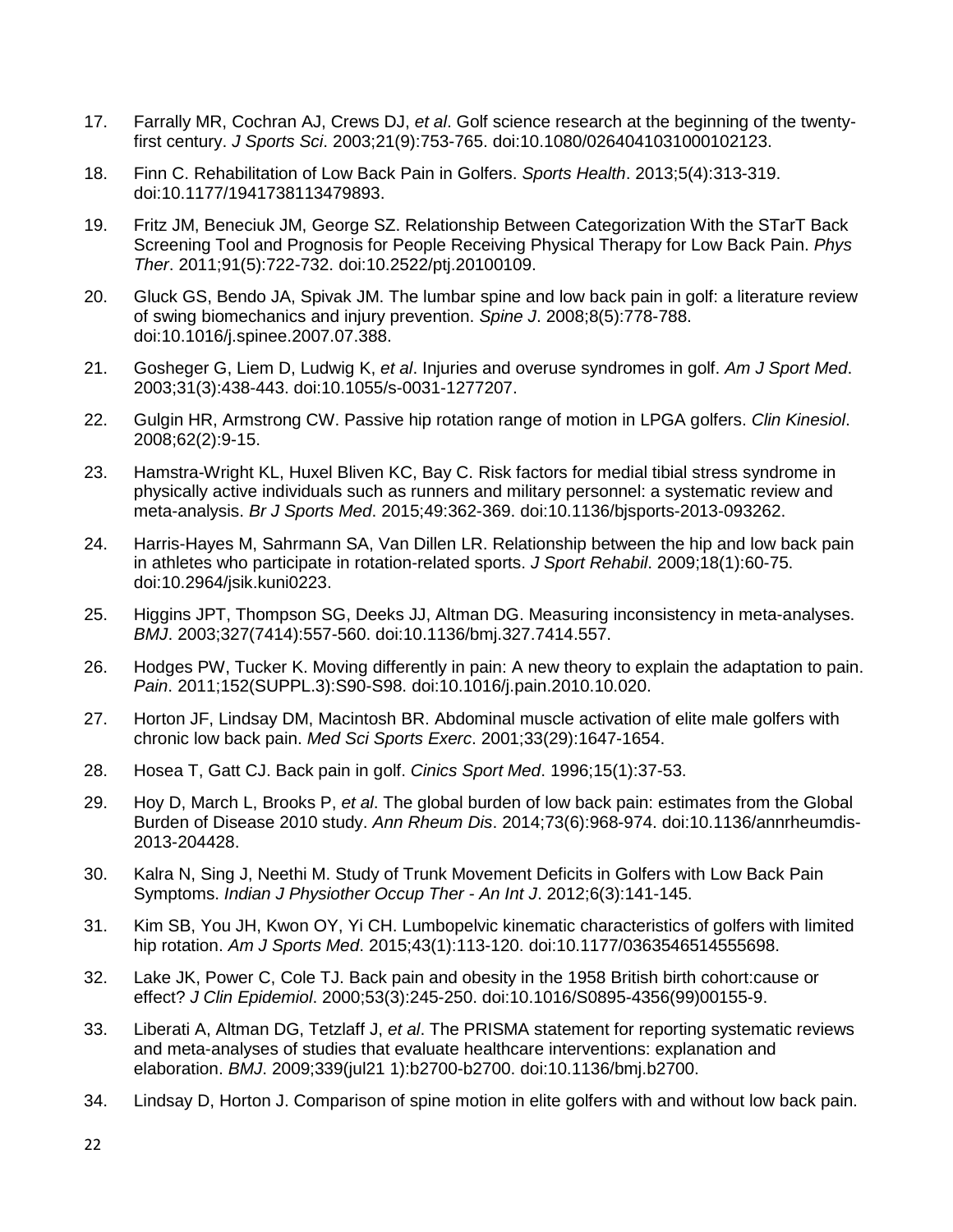17. Farrally MR, Cochran AJ, Crews DJ, *et al*. Golf science research at the beginning of the twenty-first century. *J Sports Sci*. 2003;21(9):753-765. doi:10.1080/0264041031000102123.

18. Finn C. Rehabilitation of Low Back Pain in Golfers. *Sports Health*. 2013;5(4):313-319. doi:10.1177/1941738113479893.

19. Fritz JM, Beneciuk JM, George SZ. Relationship Between Categorization With the STarT Back Screening Tool and Prognosis for People Receiving Physical Therapy for Low Back Pain. *Phys Ther*. 2011;91(5):722-732. doi:10.2522/ptj.20100109.

20. Gluck GS, Bendo JA, Spivak JM. The lumbar spine and low back pain in golf: a literature review of swing biomechanics and injury prevention. *Spine J*. 2008;8(5):778-788. doi:10.1016/j.spinee.2007.07.388.

21. Gosheger G, Liem D, Ludwig K, *et al*. Injuries and overuse syndromes in golf. *Am J Sport Med*. 2003;31(3):438-443. doi:10.1055/s-0031-1277207.

22. Gulgin HR, Armstrong CW. Passive hip rotation range of motion in LPGA golfers. *Clin Kinesiol*. 2008;62(2):9-15.

23. Hamstra-Wright KL, Huxel Bliven KC, Bay C. Risk factors for medial tibial stress syndrome in physically active individuals such as runners and military personnel: a systematic review and meta-analysis. *Br J Sports Med*. 2015;49:362-369. doi:10.1136/bjsports-2013-093262.

24. Harris-Hayes M, Sahrmann SA, Van Dillen LR. Relationship between the hip and low back pain in athletes who participate in rotation-related sports. *J Sport Rehabil*. 2009;18(1):60-75. doi:10.2964/jsik.kuni0223.

25. Higgins JPT, Thompson SG, Deeks JJ, Altman DG. Measuring inconsistency in meta-analyses. *BMJ*. 2003;327(7414):557-560. doi:10.1136/bmj.327.7414.557.

26. Hodges PW, Tucker K. Moving differently in pain: A new theory to explain the adaptation to pain. *Pain*. 2011;152(SUPPL.3):S90-S98. doi:10.1016/j.pain.2010.10.020.

27. Horton JF, Lindsay DM, Macintosh BR. Abdominal muscle activation of elite male golfers with chronic low back pain. *Med Sci Sports Exerc*. 2001;33(29):1647-1654.

28. Hosea T, Gatt CJ. Back pain in golf. *Cinics Sport Med*. 1996;15(1):37-53.

29. Hoy D, March L, Brooks P, *et al*. The global burden of low back pain: estimates from the Global Burden of Disease 2010 study. *Ann Rheum Dis*. 2014;73(6):968-974. doi:10.1136/annrheumdis-2013-204428.

30. Kalra N, Sing J, Neethi M. Study of Trunk Movement Deficits in Golfers with Low Back Pain Symptoms. *Indian J Physiother Occup Ther - An Int J*. 2012;6(3):141-145.

31. Kim SB, You JH, Kwon OY, Yi CH. Lumbopelvic kinematic characteristics of golfers with limited hip rotation. *Am J Sports Med*. 2015;43(1):113-120. doi:10.1177/0363546514555698.

32. Lake JK, Power C, Cole TJ. Back pain and obesity in the 1958 British birth cohort:cause or effect? *J Clin Epidemiol*. 2000;53(3):245-250. doi:10.1016/S0895-4356(99)00155-9.

33. Liberati A, Altman DG, Tetzlaff J, *et al*. The PRISMA statement for reporting systematic reviews and meta-analyses of studies that evaluate healthcare interventions: explanation and elaboration. *BMJ*. 2009;339(jul21 1):b2700-b2700. doi:10.1136/bmj.b2700.

34. Lindsay D, Horton J. Comparison of spine motion in elite golfers with and without low back pain.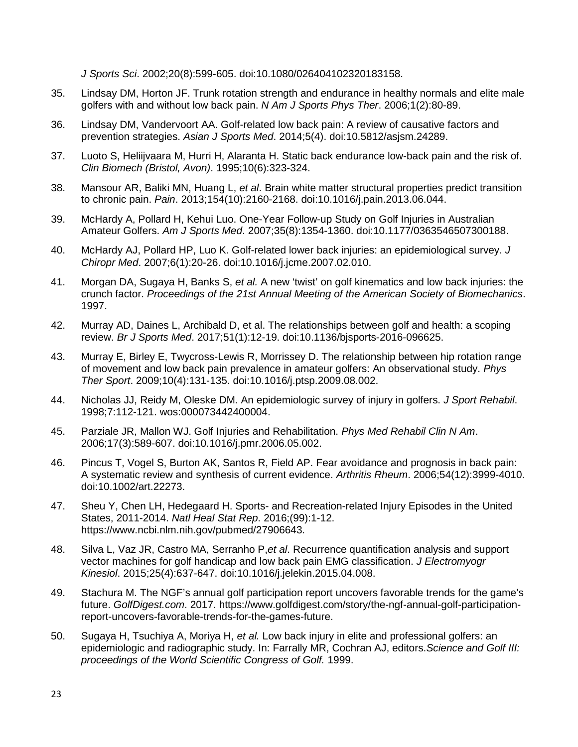*J Sports Sci*. 2002;20(8):599-605. doi:10.1080/026404102320183158.

35. Lindsay DM, Horton JF. Trunk rotation strength and endurance in healthy normals and elite male golfers with and without low back pain. *N Am J Sports Phys Ther*. 2006;1(2):80-89.

36. Lindsay DM, Vandervoort AA. Golf-related low back pain: A review of causative factors and prevention strategies. *Asian J Sports Med*. 2014;5(4). doi:10.5812/asjsm.24289.

37. Luoto S, Heliijvaara M, Hurri H, Alaranta H. Static back endurance low-back pain and the risk of. *Clin Biomech (Bristol, Avon)*. 1995;10(6):323-324.

38. Mansour AR, Baliki MN, Huang L, *et al*. Brain white matter structural properties predict transition to chronic pain. *Pain*. 2013;154(10):2160-2168. doi:10.1016/j.pain.2013.06.044.

39. McHardy A, Pollard H, Kehui Luo. One-Year Follow-up Study on Golf Injuries in Australian Amateur Golfers. *Am J Sports Med*. 2007;35(8):1354-1360. doi:10.1177/0363546507300188.

40. McHardy AJ, Pollard HP, Luo K. Golf-related lower back injuries: an epidemiological survey. *J Chiropr Med*. 2007;6(1):20-26. doi:10.1016/j.jcme.2007.02.010.

41. Morgan DA, Sugaya H, Banks S, *et al.* A new 'twist' on golf kinematics and low back injuries: the crunch factor. *Proceedings of the 21st Annual Meeting of the American Society of Biomechanics*. 1997.

42. Murray AD, Daines L, Archibald D, et al. The relationships between golf and health: a scoping review. *Br J Sports Med*. 2017;51(1):12-19. doi:10.1136/bjsports-2016-096625.

43. Murray E, Birley E, Twycross-Lewis R, Morrissey D. The relationship between hip rotation range of movement and low back pain prevalence in amateur golfers: An observational study. *Phys Ther Sport*. 2009;10(4):131-135. doi:10.1016/j.ptsp.2009.08.002.

44. Nicholas JJ, Reidy M, Oleske DM. An epidemiologic survey of injury in golfers. *J Sport Rehabil*. 1998;7:112-121. wos:000073442400004.

45. Parziale JR, Mallon WJ. Golf Injuries and Rehabilitation. *Phys Med Rehabil Clin N Am*. 2006;17(3):589-607. doi:10.1016/j.pmr.2006.05.002.

46. Pincus T, Vogel S, Burton AK, Santos R, Field AP. Fear avoidance and prognosis in back pain: A systematic review and synthesis of current evidence. *Arthritis Rheum*. 2006;54(12):3999-4010. doi:10.1002/art.22273.

47. Sheu Y, Chen LH, Hedegaard H. Sports- and Recreation-related Injury Episodes in the United States, 2011-2014. *Natl Heal Stat Rep*. 2016;(99):1-12. https://www.ncbi.nlm.nih.gov/pubmed/27906643.

48. Silva L, Vaz JR, Castro MA, Serranho P,*et al*. Recurrence quantification analysis and support vector machines for golf handicap and low back pain EMG classification. *J Electromyogr Kinesiol*. 2015;25(4):637-647. doi:10.1016/j.jelekin.2015.04.008.

49. Stachura M. The NGF's annual golf participation report uncovers favorable trends for the game's future. *GolfDigest.com*. 2017. https://www.golfdigest.com/story/the-ngf-annual-golf-participation-report-uncovers-favorable-trends-for-the-games-future.

50. Sugaya H, Tsuchiya A, Moriya H, *et al.* Low back injury in elite and professional golfers: an epidemiologic and radiographic study. In: Farrally MR, Cochran AJ, editors.*Science and Golf III: proceedings of the World Scientific Congress of Golf.* 1999.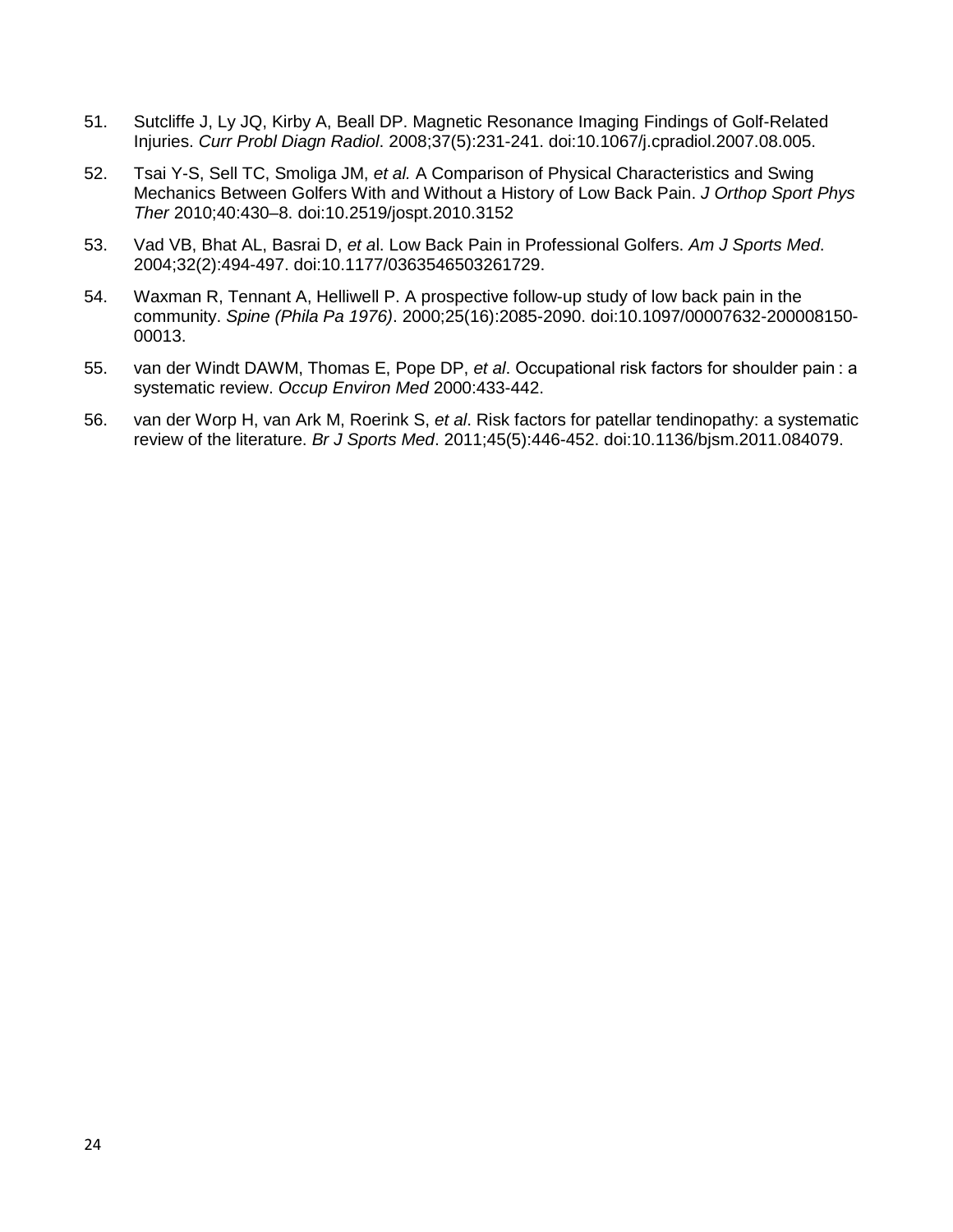51. Sutcliffe J, Ly JQ, Kirby A, Beall DP. Magnetic Resonance Imaging Findings of Golf-Related Injuries. *Curr Probl Diagn Radiol*. 2008;37(5):231-241. doi:10.1067/j.cpradiol.2007.08.005.

52. Tsai Y-S, Sell TC, Smoliga JM, *et al.* A Comparison of Physical Characteristics and Swing Mechanics Between Golfers With and Without a History of Low Back Pain. *J Orthop Sport Phys Ther* 2010;40:430–8. doi:10.2519/jospt.2010.3152

53. Vad VB, Bhat AL, Basrai D, *et a*l. Low Back Pain in Professional Golfers. *Am J Sports Med*. 2004;32(2):494-497. doi:10.1177/0363546503261729.

54. Waxman R, Tennant A, Helliwell P. A prospective follow-up study of low back pain in the community. *Spine (Phila Pa 1976)*. 2000;25(16):2085-2090. doi:10.1097/00007632-200008150-00013.

55. van der Windt DAWM, Thomas E, Pope DP, *et al*. Occupational risk factors for shoulder pain : a systematic review. *Occup Environ Med* 2000:433-442.

56. van der Worp H, van Ark M, Roerink S, *et al*. Risk factors for patellar tendinopathy: a systematic review of the literature. *Br J Sports Med*. 2011;45(5):446-452. doi:10.1136/bjsm.2011.084079.